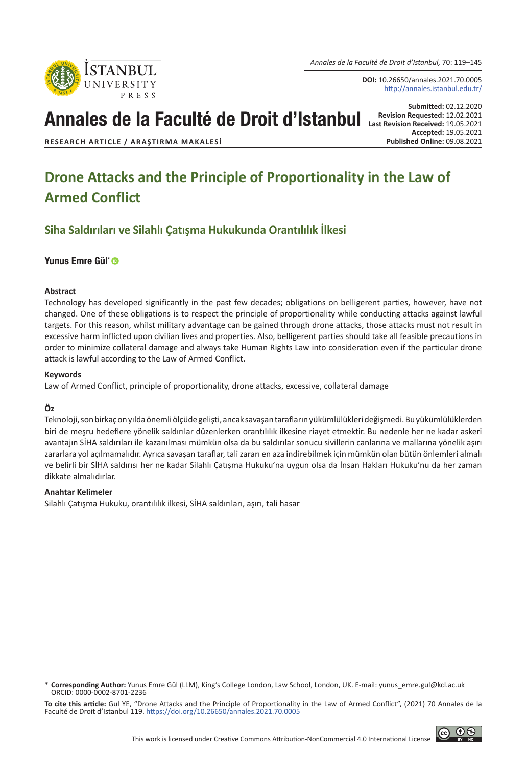**DOI:** 10.26650/annales.2021.70.0005
http://annales.istanbul.edu.tr/

**Submitted:** 02.12.2020
**Revision Requested:** 12.02.2021
**Last Revision Received:** 19.05.2021
**Accepted:** 19.05.2021
**Published Online:** 09.08.2021

**RESEARCH ARTICLE / ARAŞTIRMA MAKALESİ**

# Drone Attacks and the Principle of Proportionality in the Law of Armed Conflict

## Siha Saldırıları ve Silahlı Çatışma Hukukunda Orantılılık İlkesi

**Yunus Emre Gül***

### Abstract

Technology has developed significantly in the past few decades; obligations on belligerent parties, however, have not changed. One of these obligations is to respect the principle of proportionality while conducting attacks against lawful targets. For this reason, whilst military advantage can be gained through drone attacks, those attacks must not result in excessive harm inflicted upon civilian lives and properties. Also, belligerent parties should take all feasible precautions in order to minimize collateral damage and always take Human Rights Law into consideration even if the particular drone attack is lawful according to the Law of Armed Conflict.

### Keywords

Law of Armed Conflict, principle of proportionality, drone attacks, excessive, collateral damage

### Öz

Teknoloji, son birkaç on yılda önemli ölçüde gelişti, ancak savaşan tarafların yükümlülükleri değişmedi. Bu yükümlülüklerden biri de meşru hedeflere yönelik saldırılar düzenlerken orantılılık ilkesine riayet etmektir. Bu nedenle her ne kadar askeri avantajın SİHA saldırıları ile kazanılması mümkün olsa da bu saldırılar sonucu sivillerin canlarına ve mallarına yönelik aşırı zararlara yol açılmamalıdır. Ayrıca savaşan taraflar, tali zararı en aza indirebilmek için mümkün olan bütün önlemleri almalı ve belirli bir SİHA saldırısı her ne kadar Silahlı Çatışma Hukuku'na uygun olsa da İnsan Hakları Hukuku'nu da her zaman dikkate almalıdırlar.

### Anahtar Kelimeler

Silahlı Çatışma Hukuku, orantılılık ilkesi, SİHA saldırıları, aşırı, tali hasar

* **Corresponding Author:** Yunus Emre Gül (LLM), King's College London, Law School, London, UK. E-mail: yunus_emre.gul@kcl.ac.uk ORCID: 0000-0002-8701-2236

**To cite this article:** Gul YE, "Drone Attacks and the Principle of Proportionality in the Law of Armed Conflict", (2021) 70 Annales de la Faculté de Droit d'Istanbul 119. https://doi.org/10.26650/annales.2021.70.0005

This work is licensed under Creative Commons Attribution-NonCommercial 4.0 International License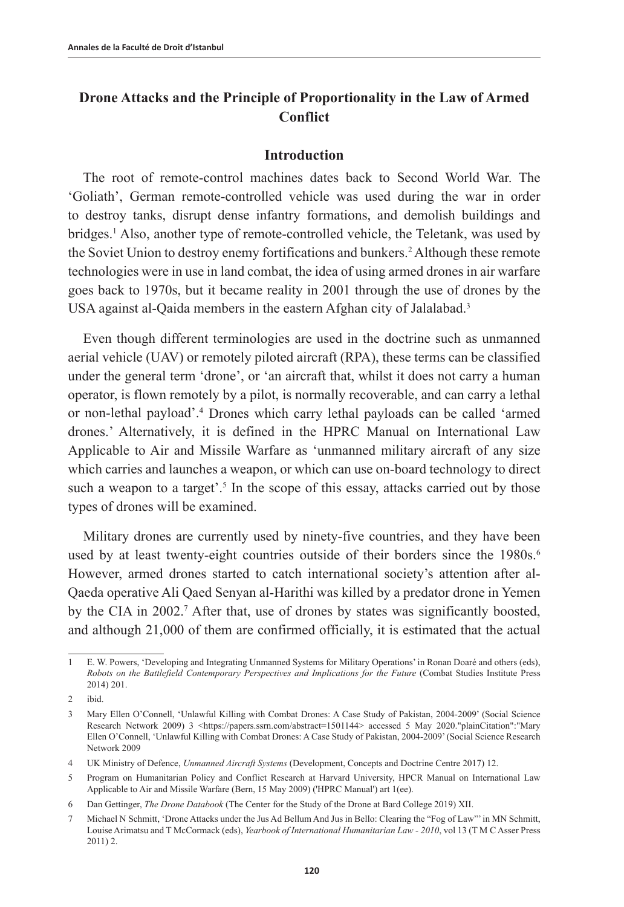# Drone Attacks and the Principle of Proportionality in the Law of Armed Conflict

## Introduction

The root of remote-control machines dates back to Second World War. The 'Goliath', German remote-controlled vehicle was used during the war in order to destroy tanks, disrupt dense infantry formations, and demolish buildings and bridges.[1] Also, another type of remote-controlled vehicle, the Teletank, was used by the Soviet Union to destroy enemy fortifications and bunkers.[2] Although these remote technologies were in use in land combat, the idea of using armed drones in air warfare goes back to 1970s, but it became reality in 2001 through the use of drones by the USA against al-Qaida members in the eastern Afghan city of Jalalabad.[3]

Even though different terminologies are used in the doctrine such as unmanned aerial vehicle (UAV) or remotely piloted aircraft (RPA), these terms can be classified under the general term 'drone', or 'an aircraft that, whilst it does not carry a human operator, is flown remotely by a pilot, is normally recoverable, and can carry a lethal or non-lethal payload'.[4] Drones which carry lethal payloads can be called 'armed drones.' Alternatively, it is defined in the HPRC Manual on International Law Applicable to Air and Missile Warfare as 'unmanned military aircraft of any size which carries and launches a weapon, or which can use on-board technology to direct such a weapon to a target'.[5] In the scope of this essay, attacks carried out by those types of drones will be examined.

Military drones are currently used by ninety-five countries, and they have been used by at least twenty-eight countries outside of their borders since the 1980s.[6] However, armed drones started to catch international society's attention after al-Qaeda operative Ali Qaed Senyan al-Harithi was killed by a predator drone in Yemen by the CIA in 2002.[7] After that, use of drones by states was significantly boosted, and although 21,000 of them are confirmed officially, it is estimated that the actual

---

1 E. W. Powers, 'Developing and Integrating Unmanned Systems for Military Operations' in Ronan Doaré and others (eds), *Robots on the Battlefield Contemporary Perspectives and Implications for the Future* (Combat Studies Institute Press 2014) 201.

2 ibid.

3 Mary Ellen O'Connell, 'Unlawful Killing with Combat Drones: A Case Study of Pakistan, 2004-2009' (Social Science Research Network 2009) 3 <https://papers.ssrn.com/abstract=1501144> accessed 5 May 2020."plainCitation":"Mary Ellen O'Connell, 'Unlawful Killing with Combat Drones: A Case Study of Pakistan, 2004-2009' (Social Science Research Network 2009

4 UK Ministry of Defence, *Unmanned Aircraft Systems* (Development, Concepts and Doctrine Centre 2017) 12.

5 Program on Humanitarian Policy and Conflict Research at Harvard University, HPCR Manual on International Law Applicable to Air and Missile Warfare (Bern, 15 May 2009) ('HPRC Manual') art 1(ee).

6 Dan Gettinger, *The Drone Databook* (The Center for the Study of the Drone at Bard College 2019) XII.

7 Michael N Schmitt, 'Drone Attacks under the Jus Ad Bellum And Jus in Bello: Clearing the "Fog of Law"' in MN Schmitt, Louise Arimatsu and T McCormack (eds), *Yearbook of International Humanitarian Law - 2010*, vol 13 (T M C Asser Press 2011) 2.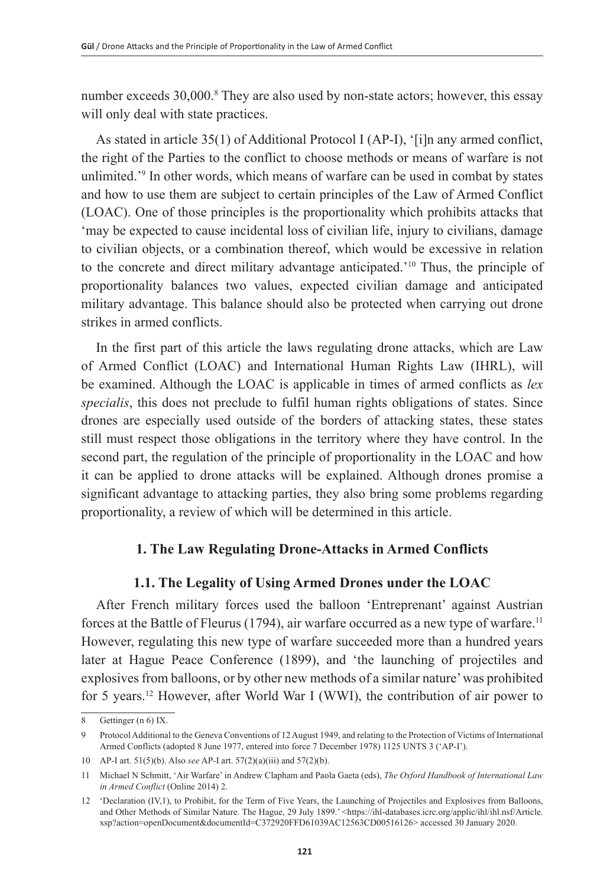number exceeds 30,000.[8] They are also used by non-state actors; however, this essay will only deal with state practices.

As stated in article 35(1) of Additional Protocol I (AP-I), '[i]n any armed conflict, the right of the Parties to the conflict to choose methods or means of warfare is not unlimited.'[9] In other words, which means of warfare can be used in combat by states and how to use them are subject to certain principles of the Law of Armed Conflict (LOAC). One of those principles is the proportionality which prohibits attacks that 'may be expected to cause incidental loss of civilian life, injury to civilians, damage to civilian objects, or a combination thereof, which would be excessive in relation to the concrete and direct military advantage anticipated.'[10] Thus, the principle of proportionality balances two values, expected civilian damage and anticipated military advantage. This balance should also be protected when carrying out drone strikes in armed conflicts.

In the first part of this article the laws regulating drone attacks, which are Law of Armed Conflict (LOAC) and International Human Rights Law (IHRL), will be examined. Although the LOAC is applicable in times of armed conflicts as *lex specialis*, this does not preclude to fulfil human rights obligations of states. Since drones are especially used outside of the borders of attacking states, these states still must respect those obligations in the territory where they have control. In the second part, the regulation of the principle of proportionality in the LOAC and how it can be applied to drone attacks will be explained. Although drones promise a significant advantage to attacking parties, they also bring some problems regarding proportionality, a review of which will be determined in this article.

## 1. The Law Regulating Drone-Attacks in Armed Conflicts

### 1.1. The Legality of Using Armed Drones under the LOAC

After French military forces used the balloon 'Entreprenant' against Austrian forces at the Battle of Fleurus (1794), air warfare occurred as a new type of warfare.[11] However, regulating this new type of warfare succeeded more than a hundred years later at Hague Peace Conference (1899), and 'the launching of projectiles and explosives from balloons, or by other new methods of a similar nature' was prohibited for 5 years.[12] However, after World War I (WWI), the contribution of air power to

---

8 Gettinger (n 6) IX.

9 Protocol Additional to the Geneva Conventions of 12 August 1949, and relating to the Protection of Victims of International Armed Conflicts (adopted 8 June 1977, entered into force 7 December 1978) 1125 UNTS 3 ('AP-I').

10 AP-I art. 51(5)(b). Also *see* AP-I art. 57(2)(a)(iii) and 57(2)(b).

11 Michael N Schmitt, 'Air Warfare' in Andrew Clapham and Paola Gaeta (eds), *The Oxford Handbook of International Law in Armed Conflict* (Online 2014) 2.

12 'Declaration (IV,1), to Prohibit, for the Term of Five Years, the Launching of Projectiles and Explosives from Balloons, and Other Methods of Similar Nature. The Hague, 29 July 1899.' <https://ihl-databases.icrc.org/applic/ihl/ihl.nsf/Article.xsp?action=openDocument&documentId=C372920FFD61039AC12563CD00516126> accessed 30 January 2020.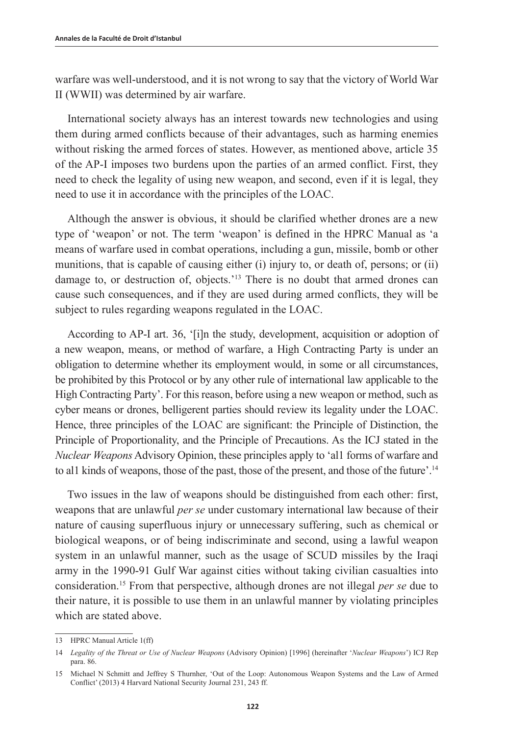warfare was well-understood, and it is not wrong to say that the victory of World War II (WWII) was determined by air warfare.

International society always has an interest towards new technologies and using them during armed conflicts because of their advantages, such as harming enemies without risking the armed forces of states. However, as mentioned above, article 35 of the AP-I imposes two burdens upon the parties of an armed conflict. First, they need to check the legality of using new weapon, and second, even if it is legal, they need to use it in accordance with the principles of the LOAC.

Although the answer is obvious, it should be clarified whether drones are a new type of 'weapon' or not. The term 'weapon' is defined in the HPRC Manual as 'a means of warfare used in combat operations, including a gun, missile, bomb or other munitions, that is capable of causing either (i) injury to, or death of, persons; or (ii) damage to, or destruction of, objects.'[13] There is no doubt that armed drones can cause such consequences, and if they are used during armed conflicts, they will be subject to rules regarding weapons regulated in the LOAC.

According to AP-I art. 36, '[i]n the study, development, acquisition or adoption of a new weapon, means, or method of warfare, a High Contracting Party is under an obligation to determine whether its employment would, in some or all circumstances, be prohibited by this Protocol or by any other rule of international law applicable to the High Contracting Party'. For this reason, before using a new weapon or method, such as cyber means or drones, belligerent parties should review its legality under the LOAC. Hence, three principles of the LOAC are significant: the Principle of Distinction, the Principle of Proportionality, and the Principle of Precautions. As the ICJ stated in the *Nuclear Weapons* Advisory Opinion, these principles apply to 'al1 forms of warfare and to al1 kinds of weapons, those of the past, those of the present, and those of the future'.[14]

Two issues in the law of weapons should be distinguished from each other: first, weapons that are unlawful *per se* under customary international law because of their nature of causing superfluous injury or unnecessary suffering, such as chemical or biological weapons, or of being indiscriminate and second, using a lawful weapon system in an unlawful manner, such as the usage of SCUD missiles by the Iraqi army in the 1990-91 Gulf War against cities without taking civilian casualties into consideration.[15] From that perspective, although drones are not illegal *per se* due to their nature, it is possible to use them in an unlawful manner by violating principles which are stated above.

---

13 HPRC Manual Article 1(ff)

14 *Legality of the Threat or Use of Nuclear Weapons* (Advisory Opinion) [1996] (hereinafter '*Nuclear Weapons*') ICJ Rep para. 86.

15 Michael N Schmitt and Jeffrey S Thurnher, 'Out of the Loop: Autonomous Weapon Systems and the Law of Armed Conflict' (2013) 4 Harvard National Security Journal 231, 243 ff.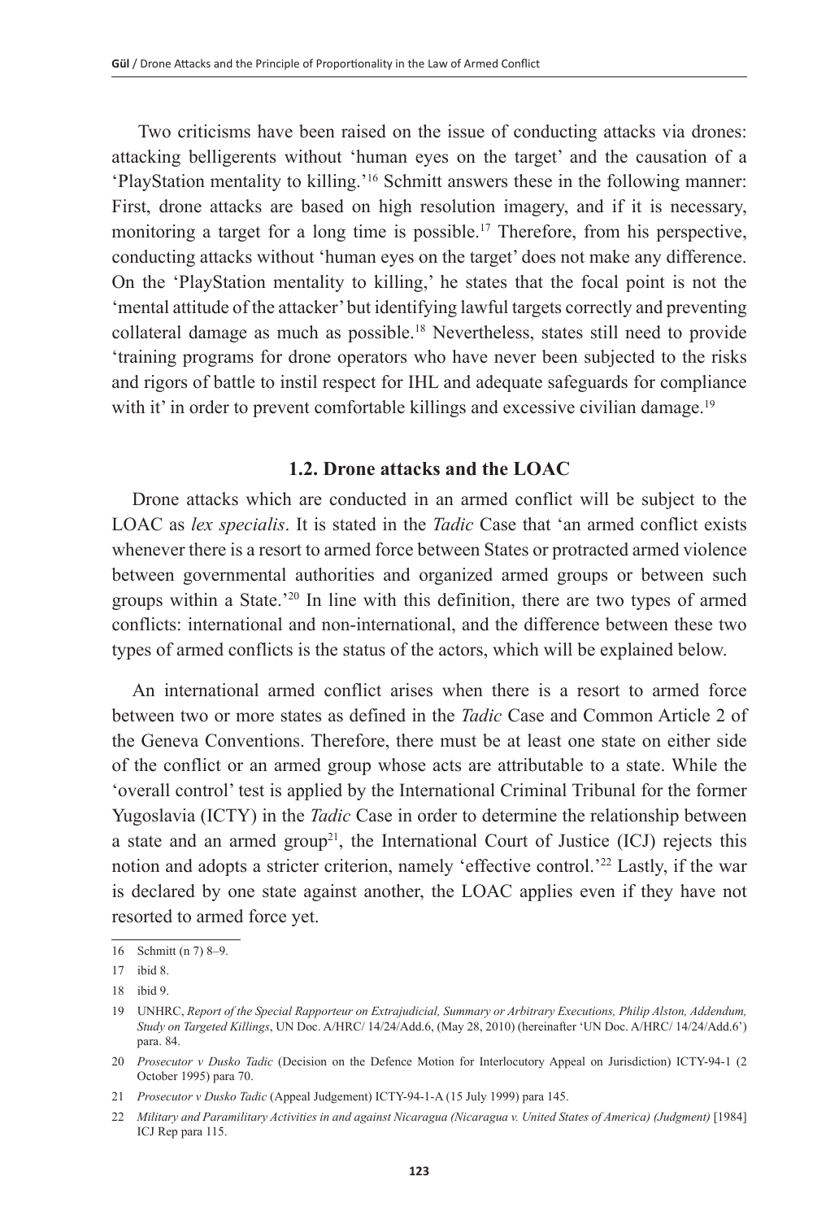Two criticisms have been raised on the issue of conducting attacks via drones: attacking belligerents without 'human eyes on the target' and the causation of a 'PlayStation mentality to killing.'[16] Schmitt answers these in the following manner: First, drone attacks are based on high resolution imagery, and if it is necessary, monitoring a target for a long time is possible.[17] Therefore, from his perspective, conducting attacks without 'human eyes on the target' does not make any difference. On the 'PlayStation mentality to killing,' he states that the focal point is not the 'mental attitude of the attacker' but identifying lawful targets correctly and preventing collateral damage as much as possible.[18] Nevertheless, states still need to provide 'training programs for drone operators who have never been subjected to the risks and rigors of battle to instil respect for IHL and adequate safeguards for compliance with it' in order to prevent comfortable killings and excessive civilian damage.[19]

### 1.2. Drone attacks and the LOAC

Drone attacks which are conducted in an armed conflict will be subject to the LOAC as *lex specialis*. It is stated in the *Tadic* Case that 'an armed conflict exists whenever there is a resort to armed force between States or protracted armed violence between governmental authorities and organized armed groups or between such groups within a State.'[20] In line with this definition, there are two types of armed conflicts: international and non-international, and the difference between these two types of armed conflicts is the status of the actors, which will be explained below.

An international armed conflict arises when there is a resort to armed force between two or more states as defined in the *Tadic* Case and Common Article 2 of the Geneva Conventions. Therefore, there must be at least one state on either side of the conflict or an armed group whose acts are attributable to a state. While the 'overall control' test is applied by the International Criminal Tribunal for the former Yugoslavia (ICTY) in the *Tadic* Case in order to determine the relationship between a state and an armed group[21], the International Court of Justice (ICJ) rejects this notion and adopts a stricter criterion, namely 'effective control.'[22] Lastly, if the war is declared by one state against another, the LOAC applies even if they have not resorted to armed force yet.

---

16 Schmitt (n 7) 8–9.

17 ibid 8.

18 ibid 9.

19 UNHRC, *Report of the Special Rapporteur on Extrajudicial, Summary or Arbitrary Executions, Philip Alston, Addendum, Study on Targeted Killings*, UN Doc. A/HRC/ 14/24/Add.6, (May 28, 2010) (hereinafter 'UN Doc. A/HRC/ 14/24/Add.6') para. 84.

20 *Prosecutor v Dusko Tadic* (Decision on the Defence Motion for Interlocutory Appeal on Jurisdiction) ICTY-94-1 (2 October 1995) para 70.

21 *Prosecutor v Dusko Tadic* (Appeal Judgement) ICTY-94-1-A (15 July 1999) para 145.

22 *Military and Paramilitary Activities in and against Nicaragua (Nicaragua v. United States of America) (Judgment)* [1984] ICJ Rep para 115.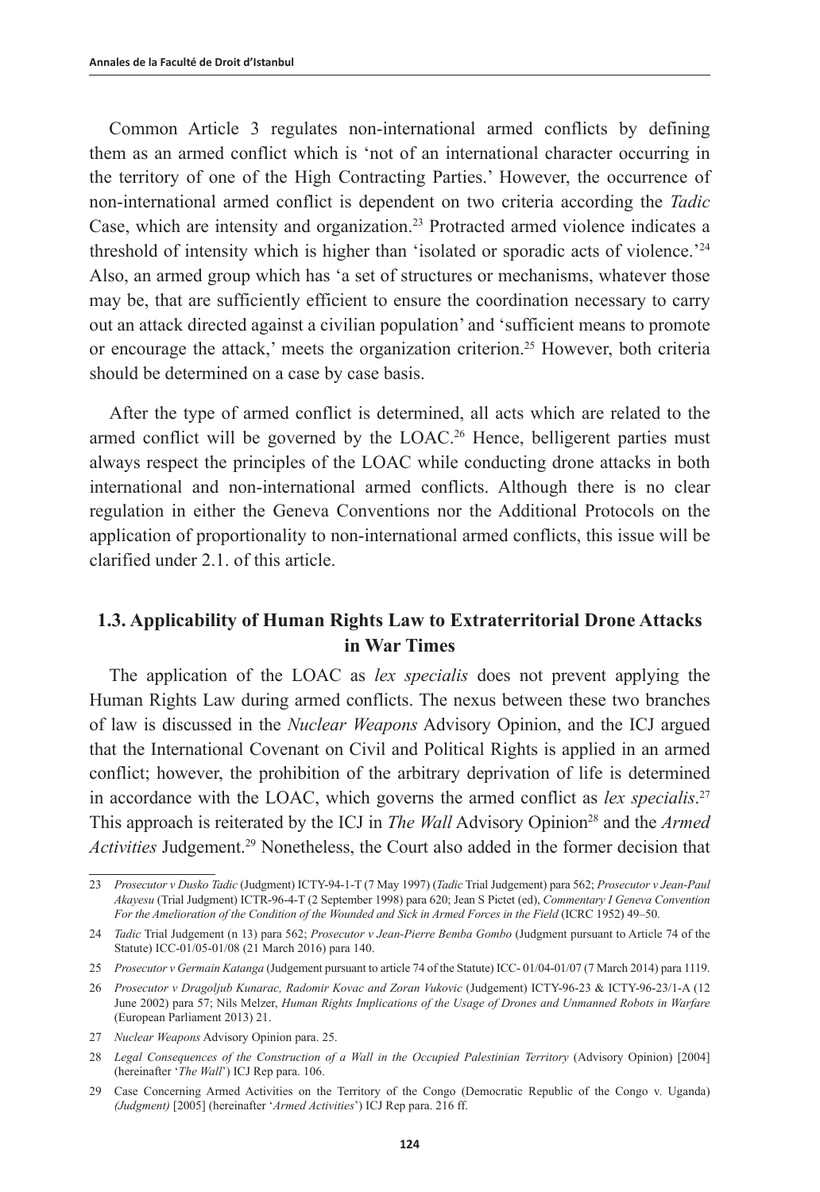Common Article 3 regulates non-international armed conflicts by defining them as an armed conflict which is 'not of an international character occurring in the territory of one of the High Contracting Parties.' However, the occurrence of non-international armed conflict is dependent on two criteria according the *Tadic* Case, which are intensity and organization.[23] Protracted armed violence indicates a threshold of intensity which is higher than 'isolated or sporadic acts of violence.'[24] Also, an armed group which has 'a set of structures or mechanisms, whatever those may be, that are sufficiently efficient to ensure the coordination necessary to carry out an attack directed against a civilian population' and 'sufficient means to promote or encourage the attack,' meets the organization criterion.[25] However, both criteria should be determined on a case by case basis.

After the type of armed conflict is determined, all acts which are related to the armed conflict will be governed by the LOAC.[26] Hence, belligerent parties must always respect the principles of the LOAC while conducting drone attacks in both international and non-international armed conflicts. Although there is no clear regulation in either the Geneva Conventions nor the Additional Protocols on the application of proportionality to non-international armed conflicts, this issue will be clarified under 2.1. of this article.

### 1.3. Applicability of Human Rights Law to Extraterritorial Drone Attacks in War Times

The application of the LOAC as *lex specialis* does not prevent applying the Human Rights Law during armed conflicts. The nexus between these two branches of law is discussed in the *Nuclear Weapons* Advisory Opinion, and the ICJ argued that the International Covenant on Civil and Political Rights is applied in an armed conflict; however, the prohibition of the arbitrary deprivation of life is determined in accordance with the LOAC, which governs the armed conflict as *lex specialis*.[27] This approach is reiterated by the ICJ in *The Wall* Advisory Opinion[28] and the *Armed Activities* Judgement.[29] Nonetheless, the Court also added in the former decision that

---

23 *Prosecutor v Dusko Tadic* (Judgment) ICTY-94-1-T (7 May 1997) (*Tadic* Trial Judgement) para 562; *Prosecutor v Jean-Paul Akayesu* (Trial Judgment) ICTR-96-4-T (2 September 1998) para 620; Jean S Pictet (ed), *Commentary I Geneva Convention For the Amelioration of the Condition of the Wounded and Sick in Armed Forces in the Field* (ICRC 1952) 49–50.

24 *Tadic* Trial Judgement (n 13) para 562; *Prosecutor v Jean-Pierre Bemba Gombo* (Judgment pursuant to Article 74 of the Statute) ICC-01/05-01/08 (21 March 2016) para 140.

25 *Prosecutor v Germain Katanga* (Judgement pursuant to article 74 of the Statute) ICC- 01/04-01/07 (7 March 2014) para 1119.

26 *Prosecutor v Dragoljub Kunarac, Radomir Kovac and Zoran Vukovic* (Judgement) ICTY-96-23 & ICTY-96-23/1-A (12 June 2002) para 57; Nils Melzer, *Human Rights Implications of the Usage of Drones and Unmanned Robots in Warfare* (European Parliament 2013) 21.

27 *Nuclear Weapons* Advisory Opinion para. 25.

28 *Legal Consequences of the Construction of a Wall in the Occupied Palestinian Territory* (Advisory Opinion) [2004] (hereinafter '*The Wall*') ICJ Rep para. 106.

29 Case Concerning Armed Activities on the Territory of the Congo (Democratic Republic of the Congo v. Uganda) *(Judgment)* [2005] (hereinafter '*Armed Activities*') ICJ Rep para. 216 ff.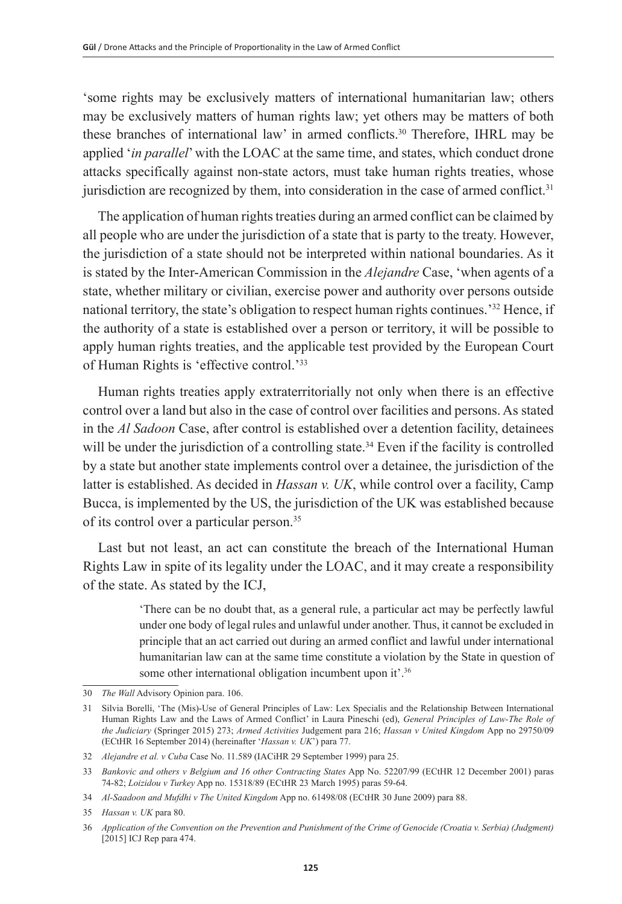'some rights may be exclusively matters of international humanitarian law; others may be exclusively matters of human rights law; yet others may be matters of both these branches of international law' in armed conflicts.[30] Therefore, IHRL may be applied '*in parallel*' with the LOAC at the same time, and states, which conduct drone attacks specifically against non-state actors, must take human rights treaties, whose jurisdiction are recognized by them, into consideration in the case of armed conflict.[31]

The application of human rights treaties during an armed conflict can be claimed by all people who are under the jurisdiction of a state that is party to the treaty. However, the jurisdiction of a state should not be interpreted within national boundaries. As it is stated by the Inter-American Commission in the *Alejandre* Case, 'when agents of a state, whether military or civilian, exercise power and authority over persons outside national territory, the state's obligation to respect human rights continues.'[32] Hence, if the authority of a state is established over a person or territory, it will be possible to apply human rights treaties, and the applicable test provided by the European Court of Human Rights is 'effective control.'[33]

Human rights treaties apply extraterritorially not only when there is an effective control over a land but also in the case of control over facilities and persons. As stated in the *Al Sadoon* Case, after control is established over a detention facility, detainees will be under the jurisdiction of a controlling state.[34] Even if the facility is controlled by a state but another state implements control over a detainee, the jurisdiction of the latter is established. As decided in *Hassan v. UK*, while control over a facility, Camp Bucca, is implemented by the US, the jurisdiction of the UK was established because of its control over a particular person.[35]

Last but not least, an act can constitute the breach of the International Human Rights Law in spite of its legality under the LOAC, and it may create a responsibility of the state. As stated by the ICJ,

> 'There can be no doubt that, as a general rule, a particular act may be perfectly lawful under one body of legal rules and unlawful under another. Thus, it cannot be excluded in principle that an act carried out during an armed conflict and lawful under international humanitarian law can at the same time constitute a violation by the State in question of some other international obligation incumbent upon it'.[36]

---

30 *The Wall* Advisory Opinion para. 106.

31 Silvia Borelli, 'The (Mis)-Use of General Principles of Law: Lex Specialis and the Relationship Between International Human Rights Law and the Laws of Armed Conflict' in Laura Pineschi (ed), *General Principles of Law-The Role of the Judiciary* (Springer 2015) 273; *Armed Activities* Judgement para 216; *Hassan v United Kingdom* App no 29750/09 (ECtHR 16 September 2014) (hereinafter '*Hassan v. UK*') para 77.

32 *Alejandre et al. v Cuba* Case No. 11.589 (IACiHR 29 September 1999) para 25.

33 *Bankovic and others v Belgium and 16 other Contracting States* App No. 52207/99 (ECtHR 12 December 2001) paras 74-82; *Loizidou v Turkey* App no. 15318/89 (ECtHR 23 March 1995) paras 59-64.

34 *Al-Saadoon and Mufdhi v The United Kingdom* App no. 61498/08 (ECtHR 30 June 2009) para 88.

35 *Hassan v. UK* para 80.

36 *Application of the Convention on the Prevention and Punishment of the Crime of Genocide (Croatia v. Serbia) (Judgment)* [2015] ICJ Rep para 474.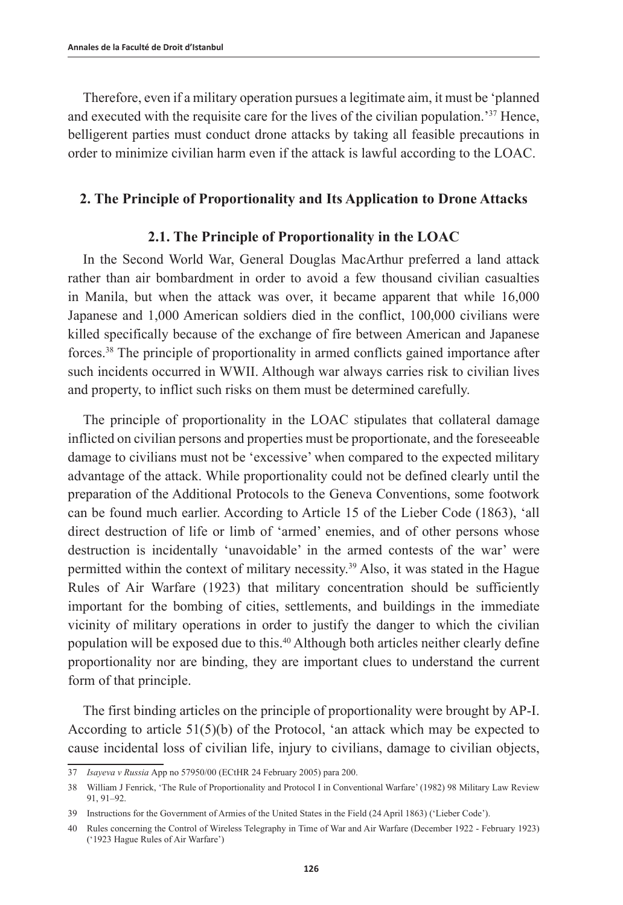Therefore, even if a military operation pursues a legitimate aim, it must be 'planned and executed with the requisite care for the lives of the civilian population.'[37] Hence, belligerent parties must conduct drone attacks by taking all feasible precautions in order to minimize civilian harm even if the attack is lawful according to the LOAC.

## 2. The Principle of Proportionality and Its Application to Drone Attacks

### 2.1. The Principle of Proportionality in the LOAC

In the Second World War, General Douglas MacArthur preferred a land attack rather than air bombardment in order to avoid a few thousand civilian casualties in Manila, but when the attack was over, it became apparent that while 16,000 Japanese and 1,000 American soldiers died in the conflict, 100,000 civilians were killed specifically because of the exchange of fire between American and Japanese forces.[38] The principle of proportionality in armed conflicts gained importance after such incidents occurred in WWII. Although war always carries risk to civilian lives and property, to inflict such risks on them must be determined carefully.

The principle of proportionality in the LOAC stipulates that collateral damage inflicted on civilian persons and properties must be proportionate, and the foreseeable damage to civilians must not be 'excessive' when compared to the expected military advantage of the attack. While proportionality could not be defined clearly until the preparation of the Additional Protocols to the Geneva Conventions, some footwork can be found much earlier. According to Article 15 of the Lieber Code (1863), 'all direct destruction of life or limb of 'armed' enemies, and of other persons whose destruction is incidentally 'unavoidable' in the armed contests of the war' were permitted within the context of military necessity.[39] Also, it was stated in the Hague Rules of Air Warfare (1923) that military concentration should be sufficiently important for the bombing of cities, settlements, and buildings in the immediate vicinity of military operations in order to justify the danger to which the civilian population will be exposed due to this.[40] Although both articles neither clearly define proportionality nor are binding, they are important clues to understand the current form of that principle.

The first binding articles on the principle of proportionality were brought by AP-I. According to article 51(5)(b) of the Protocol, 'an attack which may be expected to cause incidental loss of civilian life, injury to civilians, damage to civilian objects,

---

37 *Isayeva v Russia* App no 57950/00 (ECtHR 24 February 2005) para 200.

38 William J Fenrick, 'The Rule of Proportionality and Protocol I in Conventional Warfare' (1982) 98 Military Law Review 91, 91–92.

39 Instructions for the Government of Armies of the United States in the Field (24 April 1863) ('Lieber Code').

40 Rules concerning the Control of Wireless Telegraphy in Time of War and Air Warfare (December 1922 - February 1923) ('1923 Hague Rules of Air Warfare')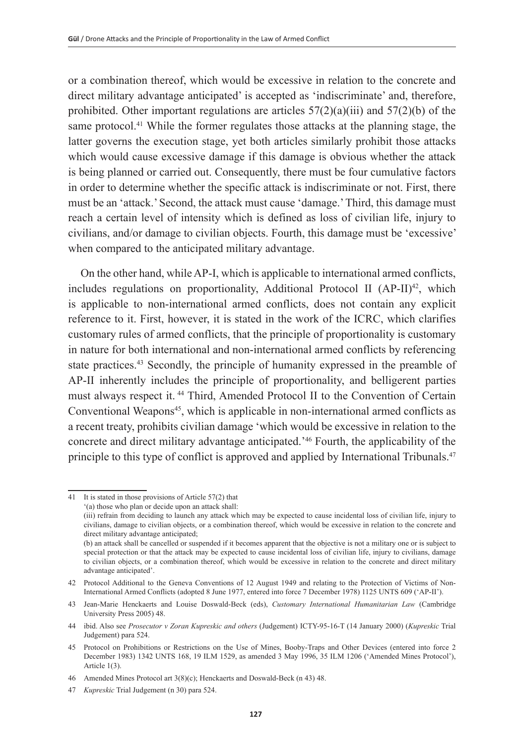or a combination thereof, which would be excessive in relation to the concrete and direct military advantage anticipated' is accepted as 'indiscriminate' and, therefore, prohibited. Other important regulations are articles 57(2)(a)(iii) and 57(2)(b) of the same protocol.[41] While the former regulates those attacks at the planning stage, the latter governs the execution stage, yet both articles similarly prohibit those attacks which would cause excessive damage if this damage is obvious whether the attack is being planned or carried out. Consequently, there must be four cumulative factors in order to determine whether the specific attack is indiscriminate or not. First, there must be an 'attack.' Second, the attack must cause 'damage.' Third, this damage must reach a certain level of intensity which is defined as loss of civilian life, injury to civilians, and/or damage to civilian objects. Fourth, this damage must be 'excessive' when compared to the anticipated military advantage.

On the other hand, while AP-I, which is applicable to international armed conflicts, includes regulations on proportionality, Additional Protocol II (AP-II)[42], which is applicable to non-international armed conflicts, does not contain any explicit reference to it. First, however, it is stated in the work of the ICRC, which clarifies customary rules of armed conflicts, that the principle of proportionality is customary in nature for both international and non-international armed conflicts by referencing state practices.[43] Secondly, the principle of humanity expressed in the preamble of AP-II inherently includes the principle of proportionality, and belligerent parties must always respect it.[44] Third, Amended Protocol II to the Convention of Certain Conventional Weapons[45], which is applicable in non-international armed conflicts as a recent treaty, prohibits civilian damage 'which would be excessive in relation to the concrete and direct military advantage anticipated.'[46] Fourth, the applicability of the principle to this type of conflict is approved and applied by International Tribunals.[47]

---

41 It is stated in those provisions of Article 57(2) that
'(a) those who plan or decide upon an attack shall:
(iii) refrain from deciding to launch any attack which may be expected to cause incidental loss of civilian life, injury to civilians, damage to civilian objects, or a combination thereof, which would be excessive in relation to the concrete and direct military advantage anticipated;
(b) an attack shall be cancelled or suspended if it becomes apparent that the objective is not a military one or is subject to special protection or that the attack may be expected to cause incidental loss of civilian life, injury to civilians, damage to civilian objects, or a combination thereof, which would be excessive in relation to the concrete and direct military advantage anticipated'.

42 Protocol Additional to the Geneva Conventions of 12 August 1949 and relating to the Protection of Victims of Non-International Armed Conflicts (adopted 8 June 1977, entered into force 7 December 1978) 1125 UNTS 609 ('AP-II').

43 Jean-Marie Henckaerts and Louise Doswald-Beck (eds), *Customary International Humanitarian Law* (Cambridge University Press 2005) 48.

44 ibid. Also see *Prosecutor v Zoran Kupreskic and others* (Judgement) ICTY-95-16-T (14 January 2000) (*Kupreskic* Trial Judgement) para 524.

45 Protocol on Prohibitions or Restrictions on the Use of Mines, Booby-Traps and Other Devices (entered into force 2 December 1983) 1342 UNTS 168, 19 ILM 1529, as amended 3 May 1996, 35 ILM 1206 ('Amended Mines Protocol'), Article 1(3).

46 Amended Mines Protocol art 3(8)(c); Henckaerts and Doswald-Beck (n 43) 48.

47 *Kupreskic* Trial Judgement (n 30) para 524.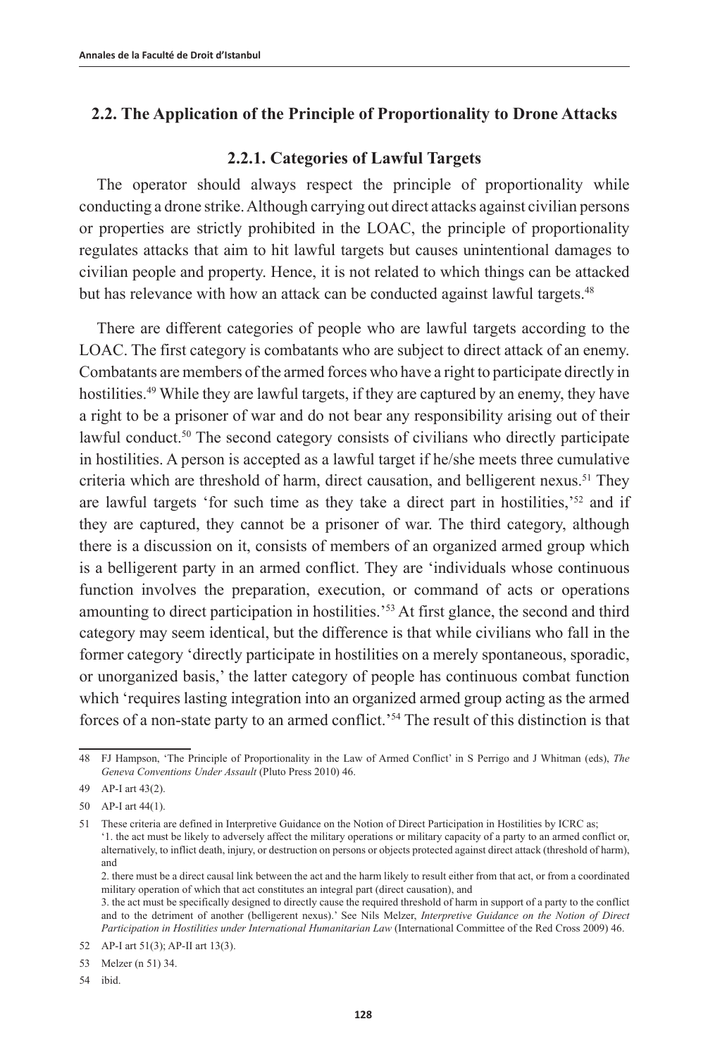## 2.2. The Application of the Principle of Proportionality to Drone Attacks

### 2.2.1. Categories of Lawful Targets

The operator should always respect the principle of proportionality while conducting a drone strike. Although carrying out direct attacks against civilian persons or properties are strictly prohibited in the LOAC, the principle of proportionality regulates attacks that aim to hit lawful targets but causes unintentional damages to civilian people and property. Hence, it is not related to which things can be attacked but has relevance with how an attack can be conducted against lawful targets.[48]

There are different categories of people who are lawful targets according to the LOAC. The first category is combatants who are subject to direct attack of an enemy. Combatants are members of the armed forces who have a right to participate directly in hostilities.[49] While they are lawful targets, if they are captured by an enemy, they have a right to be a prisoner of war and do not bear any responsibility arising out of their lawful conduct.[50] The second category consists of civilians who directly participate in hostilities. A person is accepted as a lawful target if he/she meets three cumulative criteria which are threshold of harm, direct causation, and belligerent nexus.[51] They are lawful targets 'for such time as they take a direct part in hostilities,'[52] and if they are captured, they cannot be a prisoner of war. The third category, although there is a discussion on it, consists of members of an organized armed group which is a belligerent party in an armed conflict. They are 'individuals whose continuous function involves the preparation, execution, or command of acts or operations amounting to direct participation in hostilities.'[53] At first glance, the second and third category may seem identical, but the difference is that while civilians who fall in the former category 'directly participate in hostilities on a merely spontaneous, sporadic, or unorganized basis,' the latter category of people has continuous combat function which 'requires lasting integration into an organized armed group acting as the armed forces of a non-state party to an armed conflict.'[54] The result of this distinction is that

---

48 FJ Hampson, 'The Principle of Proportionality in the Law of Armed Conflict' in S Perrigo and J Whitman (eds), *The Geneva Conventions Under Assault* (Pluto Press 2010) 46.

49 AP-I art 43(2).

50 AP-I art 44(1).

51 These criteria are defined in Interpretive Guidance on the Notion of Direct Participation in Hostilities by ICRC as;
'1. the act must be likely to adversely affect the military operations or military capacity of a party to an armed conflict or, alternatively, to inflict death, injury, or destruction on persons or objects protected against direct attack (threshold of harm), and
2. there must be a direct causal link between the act and the harm likely to result either from that act, or from a coordinated military operation of which that act constitutes an integral part (direct causation), and
3. the act must be specifically designed to directly cause the required threshold of harm in support of a party to the conflict and to the detriment of another (belligerent nexus).' See Nils Melzer, *Interpretive Guidance on the Notion of Direct Participation in Hostilities under International Humanitarian Law* (International Committee of the Red Cross 2009) 46.

52 AP-I art 51(3); AP-II art 13(3).

53 Melzer (n 51) 34.

54 ibid.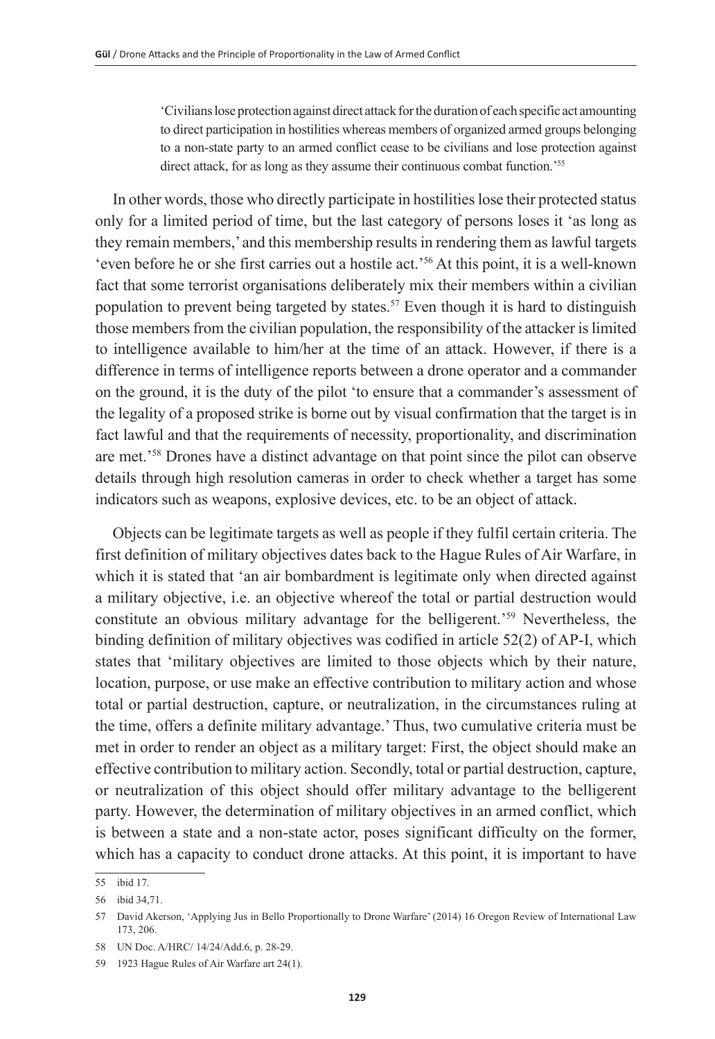> 'Civilians lose protection against direct attack for the duration of each specific act amounting to direct participation in hostilities whereas members of organized armed groups belonging to a non-state party to an armed conflict cease to be civilians and lose protection against direct attack, for as long as they assume their continuous combat function.'[55]

In other words, those who directly participate in hostilities lose their protected status only for a limited period of time, but the last category of persons loses it 'as long as they remain members,' and this membership results in rendering them as lawful targets 'even before he or she first carries out a hostile act.'[56] At this point, it is a well-known fact that some terrorist organisations deliberately mix their members within a civilian population to prevent being targeted by states.[57] Even though it is hard to distinguish those members from the civilian population, the responsibility of the attacker is limited to intelligence available to him/her at the time of an attack. However, if there is a difference in terms of intelligence reports between a drone operator and a commander on the ground, it is the duty of the pilot 'to ensure that a commander's assessment of the legality of a proposed strike is borne out by visual confirmation that the target is in fact lawful and that the requirements of necessity, proportionality, and discrimination are met.'[58] Drones have a distinct advantage on that point since the pilot can observe details through high resolution cameras in order to check whether a target has some indicators such as weapons, explosive devices, etc. to be an object of attack.

Objects can be legitimate targets as well as people if they fulfil certain criteria. The first definition of military objectives dates back to the Hague Rules of Air Warfare, in which it is stated that 'an air bombardment is legitimate only when directed against a military objective, i.e. an objective whereof the total or partial destruction would constitute an obvious military advantage for the belligerent.'[59] Nevertheless, the binding definition of military objectives was codified in article 52(2) of AP-I, which states that 'military objectives are limited to those objects which by their nature, location, purpose, or use make an effective contribution to military action and whose total or partial destruction, capture, or neutralization, in the circumstances ruling at the time, offers a definite military advantage.' Thus, two cumulative criteria must be met in order to render an object as a military target: First, the object should make an effective contribution to military action. Secondly, total or partial destruction, capture, or neutralization of this object should offer military advantage to the belligerent party. However, the determination of military objectives in an armed conflict, which is between a state and a non-state actor, poses significant difficulty on the former, which has a capacity to conduct drone attacks. At this point, it is important to have

---

55 ibid 17.

56 ibid 34,71.

57 David Akerson, 'Applying Jus in Bello Proportionally to Drone Warfare' (2014) 16 Oregon Review of International Law 173, 206.

58 UN Doc. A/HRC/ 14/24/Add.6, p. 28-29.

59 1923 Hague Rules of Air Warfare art 24(1).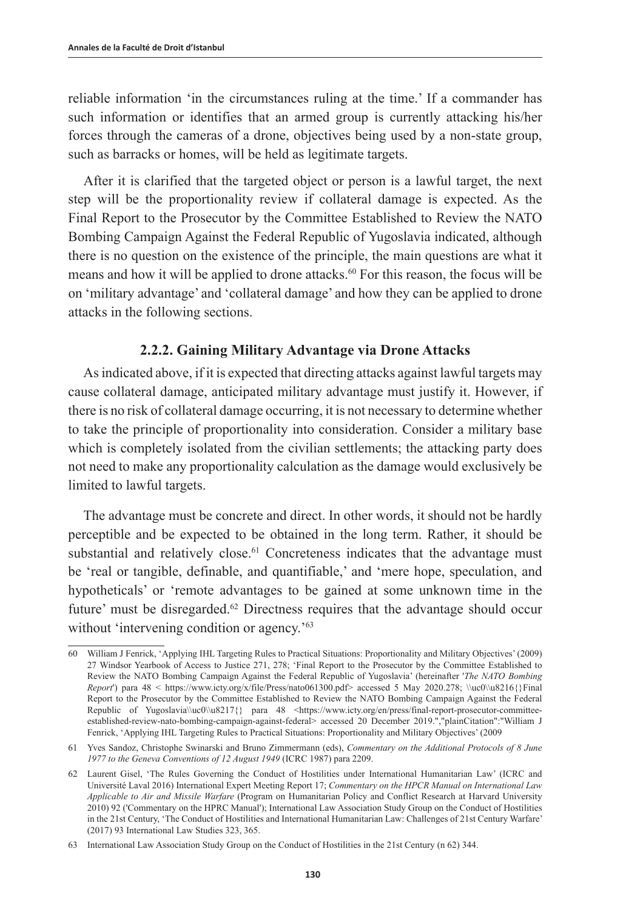reliable information 'in the circumstances ruling at the time.' If a commander has such information or identifies that an armed group is currently attacking his/her forces through the cameras of a drone, objectives being used by a non-state group, such as barracks or homes, will be held as legitimate targets.

After it is clarified that the targeted object or person is a lawful target, the next step will be the proportionality review if collateral damage is expected. As the Final Report to the Prosecutor by the Committee Established to Review the NATO Bombing Campaign Against the Federal Republic of Yugoslavia indicated, although there is no question on the existence of the principle, the main questions are what it means and how it will be applied to drone attacks.[60] For this reason, the focus will be on 'military advantage' and 'collateral damage' and how they can be applied to drone attacks in the following sections.

### 2.2.2. Gaining Military Advantage via Drone Attacks

As indicated above, if it is expected that directing attacks against lawful targets may cause collateral damage, anticipated military advantage must justify it. However, if there is no risk of collateral damage occurring, it is not necessary to determine whether to take the principle of proportionality into consideration. Consider a military base which is completely isolated from the civilian settlements; the attacking party does not need to make any proportionality calculation as the damage would exclusively be limited to lawful targets.

The advantage must be concrete and direct. In other words, it should not be hardly perceptible and be expected to be obtained in the long term. Rather, it should be substantial and relatively close.[61] Concreteness indicates that the advantage must be 'real or tangible, definable, and quantifiable,' and 'mere hope, speculation, and hypotheticals' or 'remote advantages to be gained at some unknown time in the future' must be disregarded.[62] Directness requires that the advantage should occur without 'intervening condition or agency.'[63]

---

60 William J Fenrick, 'Applying IHL Targeting Rules to Practical Situations: Proportionality and Military Objectives' (2009) 27 Windsor Yearbook of Access to Justice 271, 278; 'Final Report to the Prosecutor by the Committee Established to Review the NATO Bombing Campaign Against the Federal Republic of Yugoslavia' (hereinafter '*The NATO Bombing Report*') para 48 < https://www.icty.org/x/file/Press/nato061300.pdf> accessed 5 May 2020.278; \\uc0\\u8216{}Final Report to the Prosecutor by the Committee Established to Review the NATO Bombing Campaign Against the Federal Republic of Yugoslavia\\uc0\\u8217{} para 48 <https://www.icty.org/en/press/final-report-prosecutor-committee-established-review-nato-bombing-campaign-against-federal> accessed 20 December 2019.","plainCitation":"William J Fenrick, 'Applying IHL Targeting Rules to Practical Situations: Proportionality and Military Objectives' (2009

61 Yves Sandoz, Christophe Swinarski and Bruno Zimmermann (eds), *Commentary on the Additional Protocols of 8 June 1977 to the Geneva Conventions of 12 August 1949* (ICRC 1987) para 2209.

62 Laurent Gisel, 'The Rules Governing the Conduct of Hostilities under International Humanitarian Law' (ICRC and Université Laval 2016) International Expert Meeting Report 17; *Commentary on the HPCR Manual on International Law Applicable to Air and Missile Warfare* (Program on Humanitarian Policy and Conflict Research at Harvard University 2010) 92 ('Commentary on the HPRC Manual'); International Law Association Study Group on the Conduct of Hostilities in the 21st Century, 'The Conduct of Hostilities and International Humanitarian Law: Challenges of 21st Century Warfare' (2017) 93 International Law Studies 323, 365.

63 International Law Association Study Group on the Conduct of Hostilities in the 21st Century (n 62) 344.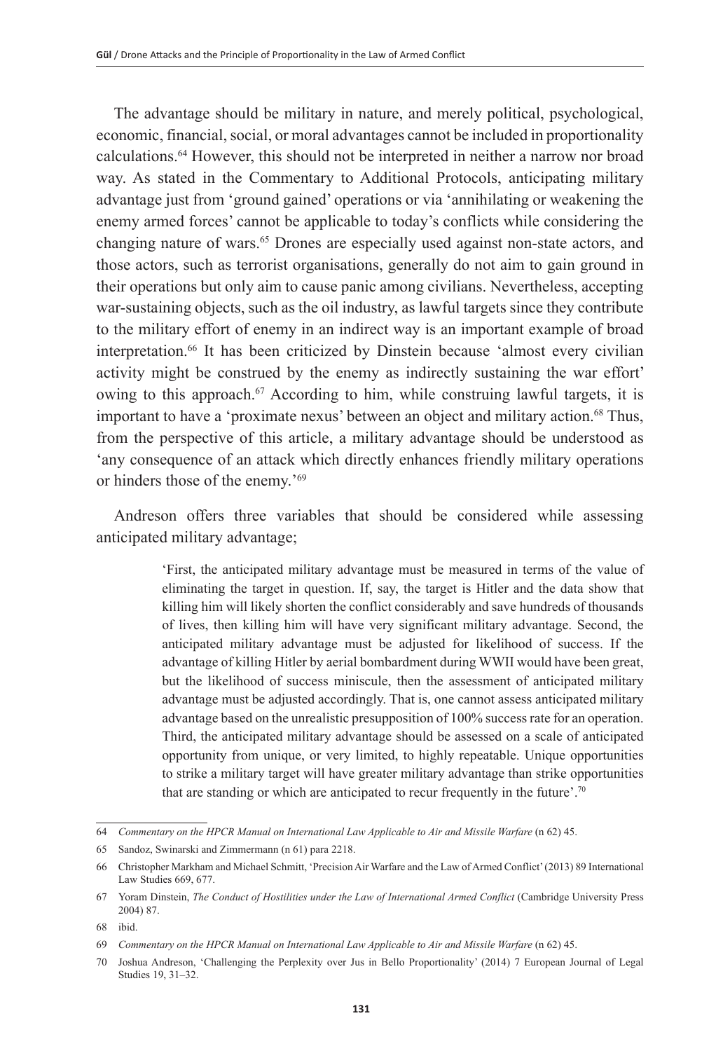The advantage should be military in nature, and merely political, psychological, economic, financial, social, or moral advantages cannot be included in proportionality calculations.[64] However, this should not be interpreted in neither a narrow nor broad way. As stated in the Commentary to Additional Protocols, anticipating military advantage just from 'ground gained' operations or via 'annihilating or weakening the enemy armed forces' cannot be applicable to today's conflicts while considering the changing nature of wars.[65] Drones are especially used against non-state actors, and those actors, such as terrorist organisations, generally do not aim to gain ground in their operations but only aim to cause panic among civilians. Nevertheless, accepting war-sustaining objects, such as the oil industry, as lawful targets since they contribute to the military effort of enemy in an indirect way is an important example of broad interpretation.[66] It has been criticized by Dinstein because 'almost every civilian activity might be construed by the enemy as indirectly sustaining the war effort' owing to this approach.[67] According to him, while construing lawful targets, it is important to have a 'proximate nexus' between an object and military action.[68] Thus, from the perspective of this article, a military advantage should be understood as 'any consequence of an attack which directly enhances friendly military operations or hinders those of the enemy.'[69]

Andreson offers three variables that should be considered while assessing anticipated military advantage;

> 'First, the anticipated military advantage must be measured in terms of the value of eliminating the target in question. If, say, the target is Hitler and the data show that killing him will likely shorten the conflict considerably and save hundreds of thousands of lives, then killing him will have very significant military advantage. Second, the anticipated military advantage must be adjusted for likelihood of success. If the advantage of killing Hitler by aerial bombardment during WWII would have been great, but the likelihood of success miniscule, then the assessment of anticipated military advantage must be adjusted accordingly. That is, one cannot assess anticipated military advantage based on the unrealistic presupposition of 100% success rate for an operation. Third, the anticipated military advantage should be assessed on a scale of anticipated opportunity from unique, or very limited, to highly repeatable. Unique opportunities to strike a military target will have greater military advantage than strike opportunities that are standing or which are anticipated to recur frequently in the future'.[70]

---

64 *Commentary on the HPCR Manual on International Law Applicable to Air and Missile Warfare* (n 62) 45.

65 Sandoz, Swinarski and Zimmermann (n 61) para 2218.

66 Christopher Markham and Michael Schmitt, 'Precision Air Warfare and the Law of Armed Conflict' (2013) 89 International Law Studies 669, 677.

67 Yoram Dinstein, *The Conduct of Hostilities under the Law of International Armed Conflict* (Cambridge University Press 2004) 87.

68 ibid.

69 *Commentary on the HPCR Manual on International Law Applicable to Air and Missile Warfare* (n 62) 45.

70 Joshua Andreson, 'Challenging the Perplexity over Jus in Bello Proportionality' (2014) 7 European Journal of Legal Studies 19, 31–32.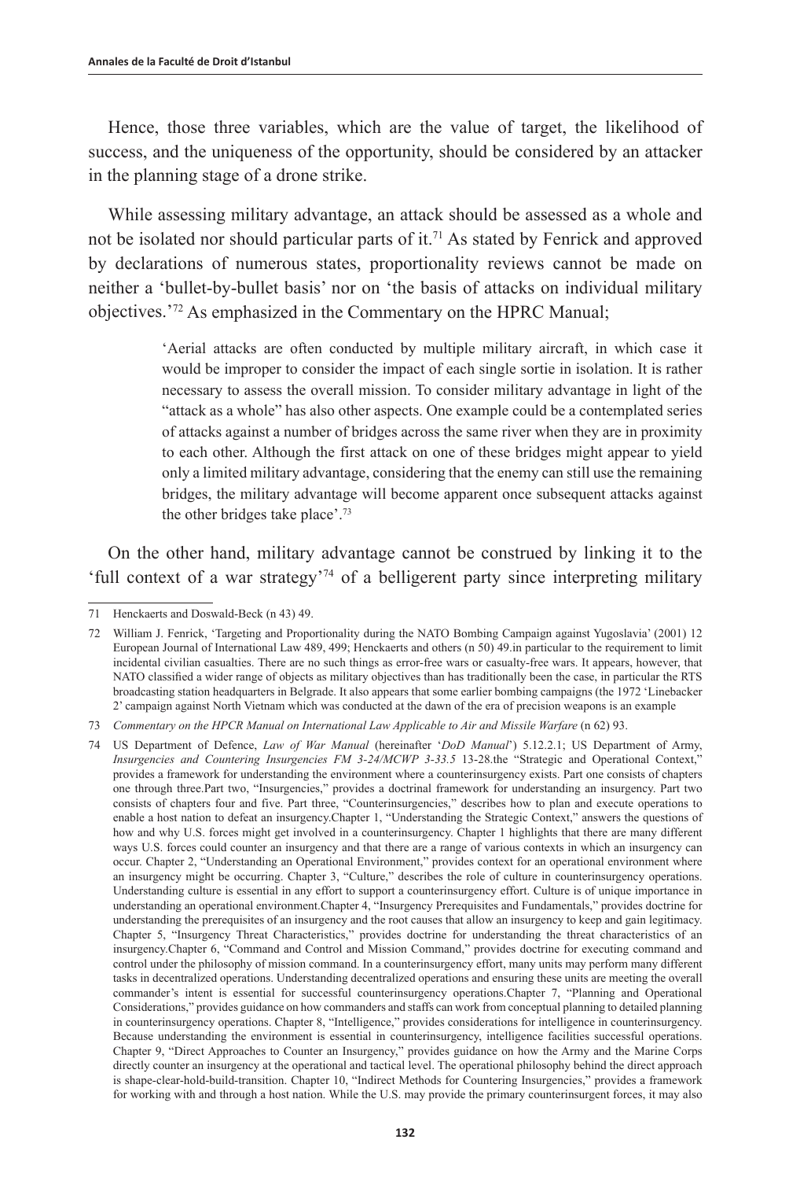Hence, those three variables, which are the value of target, the likelihood of success, and the uniqueness of the opportunity, should be considered by an attacker in the planning stage of a drone strike.

While assessing military advantage, an attack should be assessed as a whole and not be isolated nor should particular parts of it.[71] As stated by Fenrick and approved by declarations of numerous states, proportionality reviews cannot be made on neither a 'bullet-by-bullet basis' nor on 'the basis of attacks on individual military objectives.'[72] As emphasized in the Commentary on the HPRC Manual;

> 'Aerial attacks are often conducted by multiple military aircraft, in which case it would be improper to consider the impact of each single sortie in isolation. It is rather necessary to assess the overall mission. To consider military advantage in light of the "attack as a whole" has also other aspects. One example could be a contemplated series of attacks against a number of bridges across the same river when they are in proximity to each other. Although the first attack on one of these bridges might appear to yield only a limited military advantage, considering that the enemy can still use the remaining bridges, the military advantage will become apparent once subsequent attacks against the other bridges take place'.[73]

On the other hand, military advantage cannot be construed by linking it to the 'full context of a war strategy'[74] of a belligerent party since interpreting military

---

71 Henckaerts and Doswald-Beck (n 43) 49.

72 William J. Fenrick, 'Targeting and Proportionality during the NATO Bombing Campaign against Yugoslavia' (2001) 12 European Journal of International Law 489, 499; Henckaerts and others (n 50) 49.in particular to the requirement to limit incidental civilian casualties. There are no such things as error-free wars or casualty-free wars. It appears, however, that NATO classified a wider range of objects as military objectives than has traditionally been the case, in particular the RTS broadcasting station headquarters in Belgrade. It also appears that some earlier bombing campaigns (the 1972 'Linebacker 2' campaign against North Vietnam which was conducted at the dawn of the era of precision weapons is an example

73 *Commentary on the HPCR Manual on International Law Applicable to Air and Missile Warfare* (n 62) 93.

74 US Department of Defence, *Law of War Manual* (hereinafter '*DoD Manual*') 5.12.2.1; US Department of Army, *Insurgencies and Countering Insurgencies FM 3-24/MCWP 3-33.5* 13-28.the "Strategic and Operational Context," provides a framework for understanding the environment where a counterinsurgency exists. Part one consists of chapters one through three.Part two, "Insurgencies," provides a doctrinal framework for understanding an insurgency. Part two consists of chapters four and five. Part three, "Counterinsurgencies," describes how to plan and execute operations to enable a host nation to defeat an insurgency.Chapter 1, "Understanding the Strategic Context," answers the questions of how and why U.S. forces might get involved in a counterinsurgency. Chapter 1 highlights that there are many different ways U.S. forces could counter an insurgency and that there are a range of various contexts in which an insurgency can occur. Chapter 2, "Understanding an Operational Environment," provides context for an operational environment where an insurgency might be occurring. Chapter 3, "Culture," describes the role of culture in counterinsurgency operations. Understanding culture is essential in any effort to support a counterinsurgency effort. Culture is of unique importance in understanding an operational environment.Chapter 4, "Insurgency Prerequisites and Fundamentals," provides doctrine for understanding the prerequisites of an insurgency and the root causes that allow an insurgency to keep and gain legitimacy. Chapter 5, "Insurgency Threat Characteristics," provides doctrine for understanding the threat characteristics of an insurgency.Chapter 6, "Command and Control and Mission Command," provides doctrine for executing command and control under the philosophy of mission command. In a counterinsurgency effort, many units may perform many different tasks in decentralized operations. Understanding decentralized operations and ensuring these units are meeting the overall commander's intent is essential for successful counterinsurgency operations.Chapter 7, "Planning and Operational Considerations," provides guidance on how commanders and staffs can work from conceptual planning to detailed planning in counterinsurgency operations. Chapter 8, "Intelligence," provides considerations for intelligence in counterinsurgency. Because understanding the environment is essential in counterinsurgency, intelligence facilities successful operations. Chapter 9, "Direct Approaches to Counter an Insurgency," provides guidance on how the Army and the Marine Corps directly counter an insurgency at the operational and tactical level. The operational philosophy behind the direct approach is shape-clear-hold-build-transition. Chapter 10, "Indirect Methods for Countering Insurgencies," provides a framework for working with and through a host nation. While the U.S. may provide the primary counterinsurgent forces, it may also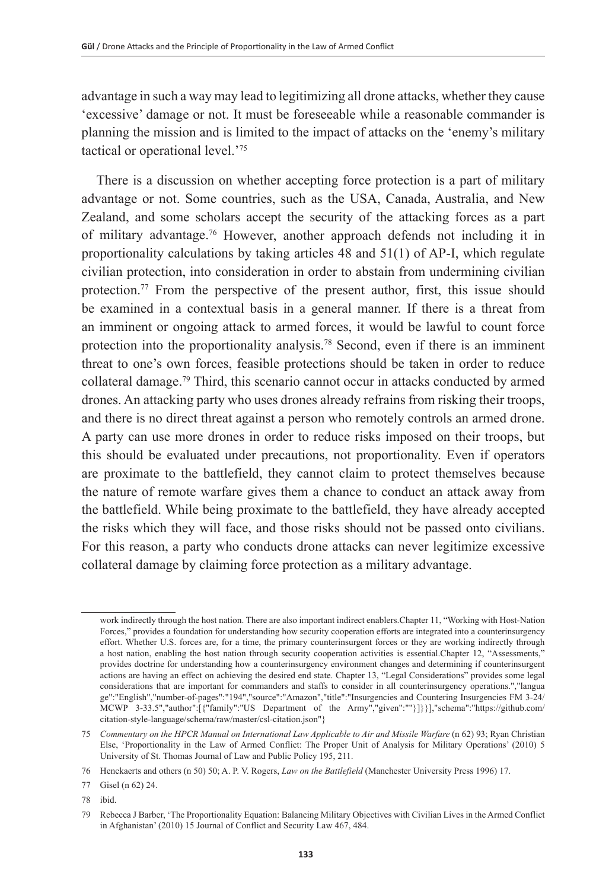advantage in such a way may lead to legitimizing all drone attacks, whether they cause 'excessive' damage or not. It must be foreseeable while a reasonable commander is planning the mission and is limited to the impact of attacks on the 'enemy's military tactical or operational level.'[75]

There is a discussion on whether accepting force protection is a part of military advantage or not. Some countries, such as the USA, Canada, Australia, and New Zealand, and some scholars accept the security of the attacking forces as a part of military advantage.[76] However, another approach defends not including it in proportionality calculations by taking articles 48 and 51(1) of AP-I, which regulate civilian protection, into consideration in order to abstain from undermining civilian protection.[77] From the perspective of the present author, first, this issue should be examined in a contextual basis in a general manner. If there is a threat from an imminent or ongoing attack to armed forces, it would be lawful to count force protection into the proportionality analysis.[78] Second, even if there is an imminent threat to one's own forces, feasible protections should be taken in order to reduce collateral damage.[79] Third, this scenario cannot occur in attacks conducted by armed drones. An attacking party who uses drones already refrains from risking their troops, and there is no direct threat against a person who remotely controls an armed drone. A party can use more drones in order to reduce risks imposed on their troops, but this should be evaluated under precautions, not proportionality. Even if operators are proximate to the battlefield, they cannot claim to protect themselves because the nature of remote warfare gives them a chance to conduct an attack away from the battlefield. While being proximate to the battlefield, they have already accepted the risks which they will face, and those risks should not be passed onto civilians. For this reason, a party who conducts drone attacks can never legitimize excessive collateral damage by claiming force protection as a military advantage.

---

work indirectly through the host nation. There are also important indirect enablers.Chapter 11, "Working with Host-Nation Forces," provides a foundation for understanding how security cooperation efforts are integrated into a counterinsurgency effort. Whether U.S. forces are, for a time, the primary counterinsurgent forces or they are working indirectly through a host nation, enabling the host nation through security cooperation activities is essential.Chapter 12, "Assessments," provides doctrine for understanding how a counterinsurgency environment changes and determining if counterinsurgent actions are having an effect on achieving the desired end state. Chapter 13, "Legal Considerations" provides some legal considerations that are important for commanders and staffs to consider in all counterinsurgency operations.","language":"English","number-of-pages":"194","source":"Amazon","title":"Insurgencies and Countering Insurgencies FM 3-24/ MCWP 3-33.5","author":[{"family":"US Department of the Army","given":""}]}}],"schema":"https://github.com/citation-style-language/schema/raw/master/csl-citation.json"}

75 *Commentary on the HPCR Manual on International Law Applicable to Air and Missile Warfare* (n 62) 93; Ryan Christian Else, 'Proportionality in the Law of Armed Conflict: The Proper Unit of Analysis for Military Operations' (2010) 5 University of St. Thomas Journal of Law and Public Policy 195, 211.

76 Henckaerts and others (n 50) 50; A. P. V. Rogers, *Law on the Battlefield* (Manchester University Press 1996) 17.

77 Gisel (n 62) 24.

78 ibid.

79 Rebecca J Barber, 'The Proportionality Equation: Balancing Military Objectives with Civilian Lives in the Armed Conflict in Afghanistan' (2010) 15 Journal of Conflict and Security Law 467, 484.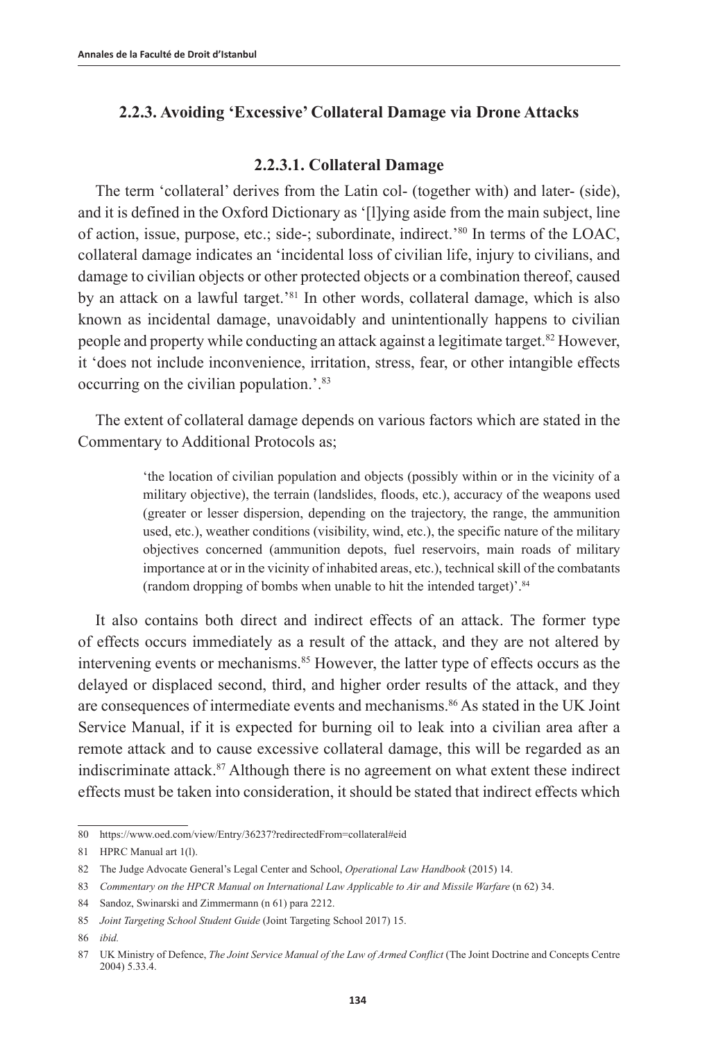### 2.2.3. Avoiding 'Excessive' Collateral Damage via Drone Attacks

#### 2.2.3.1. Collateral Damage

The term 'collateral' derives from the Latin col- (together with) and later- (side), and it is defined in the Oxford Dictionary as '[l]ying aside from the main subject, line of action, issue, purpose, etc.; side-; subordinate, indirect.'[80] In terms of the LOAC, collateral damage indicates an 'incidental loss of civilian life, injury to civilians, and damage to civilian objects or other protected objects or a combination thereof, caused by an attack on a lawful target.'[81] In other words, collateral damage, which is also known as incidental damage, unavoidably and unintentionally happens to civilian people and property while conducting an attack against a legitimate target.[82] However, it 'does not include inconvenience, irritation, stress, fear, or other intangible effects occurring on the civilian population.'.[83]

The extent of collateral damage depends on various factors which are stated in the Commentary to Additional Protocols as;

> 'the location of civilian population and objects (possibly within or in the vicinity of a military objective), the terrain (landslides, floods, etc.), accuracy of the weapons used (greater or lesser dispersion, depending on the trajectory, the range, the ammunition used, etc.), weather conditions (visibility, wind, etc.), the specific nature of the military objectives concerned (ammunition depots, fuel reservoirs, main roads of military importance at or in the vicinity of inhabited areas, etc.), technical skill of the combatants (random dropping of bombs when unable to hit the intended target)'.[84]

It also contains both direct and indirect effects of an attack. The former type of effects occurs immediately as a result of the attack, and they are not altered by intervening events or mechanisms.[85] However, the latter type of effects occurs as the delayed or displaced second, third, and higher order results of the attack, and they are consequences of intermediate events and mechanisms.[86] As stated in the UK Joint Service Manual, if it is expected for burning oil to leak into a civilian area after a remote attack and to cause excessive collateral damage, this will be regarded as an indiscriminate attack.[87] Although there is no agreement on what extent these indirect effects must be taken into consideration, it should be stated that indirect effects which

---

80 https://www.oed.com/view/Entry/36237?redirectedFrom=collateral#eid

81 HPRC Manual art 1(l).

82 The Judge Advocate General's Legal Center and School, *Operational Law Handbook* (2015) 14.

83 *Commentary on the HPCR Manual on International Law Applicable to Air and Missile Warfare* (n 62) 34.

84 Sandoz, Swinarski and Zimmermann (n 61) para 2212.

85 *Joint Targeting School Student Guide* (Joint Targeting School 2017) 15.

86 *ibid.*

87 UK Ministry of Defence, *The Joint Service Manual of the Law of Armed Conflict* (The Joint Doctrine and Concepts Centre 2004) 5.33.4.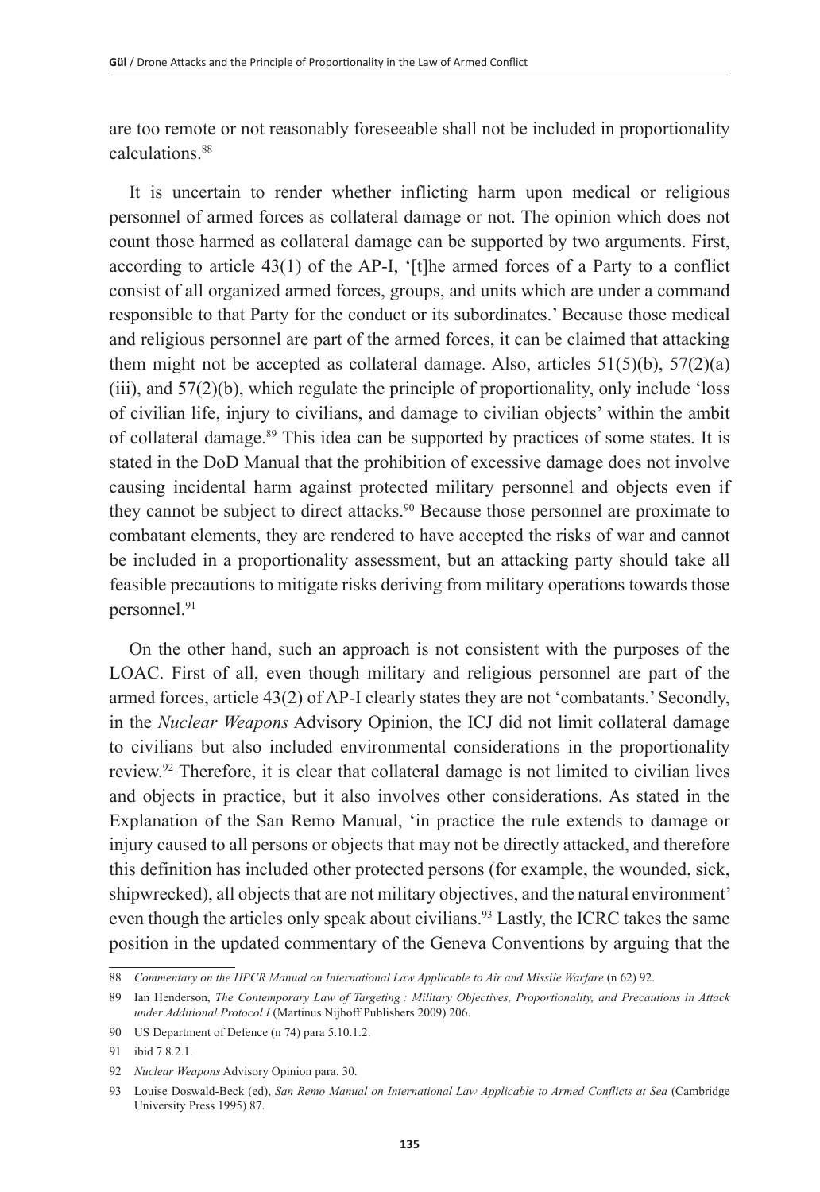are too remote or not reasonably foreseeable shall not be included in proportionality calculations.[88]

It is uncertain to render whether inflicting harm upon medical or religious personnel of armed forces as collateral damage or not. The opinion which does not count those harmed as collateral damage can be supported by two arguments. First, according to article 43(1) of the AP-I, '[t]he armed forces of a Party to a conflict consist of all organized armed forces, groups, and units which are under a command responsible to that Party for the conduct or its subordinates.' Because those medical and religious personnel are part of the armed forces, it can be claimed that attacking them might not be accepted as collateral damage. Also, articles 51(5)(b), 57(2)(a)(iii), and 57(2)(b), which regulate the principle of proportionality, only include 'loss of civilian life, injury to civilians, and damage to civilian objects' within the ambit of collateral damage.[89] This idea can be supported by practices of some states. It is stated in the DoD Manual that the prohibition of excessive damage does not involve causing incidental harm against protected military personnel and objects even if they cannot be subject to direct attacks.[90] Because those personnel are proximate to combatant elements, they are rendered to have accepted the risks of war and cannot be included in a proportionality assessment, but an attacking party should take all feasible precautions to mitigate risks deriving from military operations towards those personnel.[91]

On the other hand, such an approach is not consistent with the purposes of the LOAC. First of all, even though military and religious personnel are part of the armed forces, article 43(2) of AP-I clearly states they are not 'combatants.' Secondly, in the *Nuclear Weapons* Advisory Opinion, the ICJ did not limit collateral damage to civilians but also included environmental considerations in the proportionality review.[92] Therefore, it is clear that collateral damage is not limited to civilian lives and objects in practice, but it also involves other considerations. As stated in the Explanation of the San Remo Manual, 'in practice the rule extends to damage or injury caused to all persons or objects that may not be directly attacked, and therefore this definition has included other protected persons (for example, the wounded, sick, shipwrecked), all objects that are not military objectives, and the natural environment' even though the articles only speak about civilians.[93] Lastly, the ICRC takes the same position in the updated commentary of the Geneva Conventions by arguing that the

---

88 *Commentary on the HPCR Manual on International Law Applicable to Air and Missile Warfare* (n 62) 92.

89 Ian Henderson, *The Contemporary Law of Targeting : Military Objectives, Proportionality, and Precautions in Attack under Additional Protocol I* (Martinus Nijhoff Publishers 2009) 206.

90 US Department of Defence (n 74) para 5.10.1.2.

91 ibid 7.8.2.1.

92 *Nuclear Weapons* Advisory Opinion para. 30.

93 Louise Doswald-Beck (ed), *San Remo Manual on International Law Applicable to Armed Conflicts at Sea* (Cambridge University Press 1995) 87.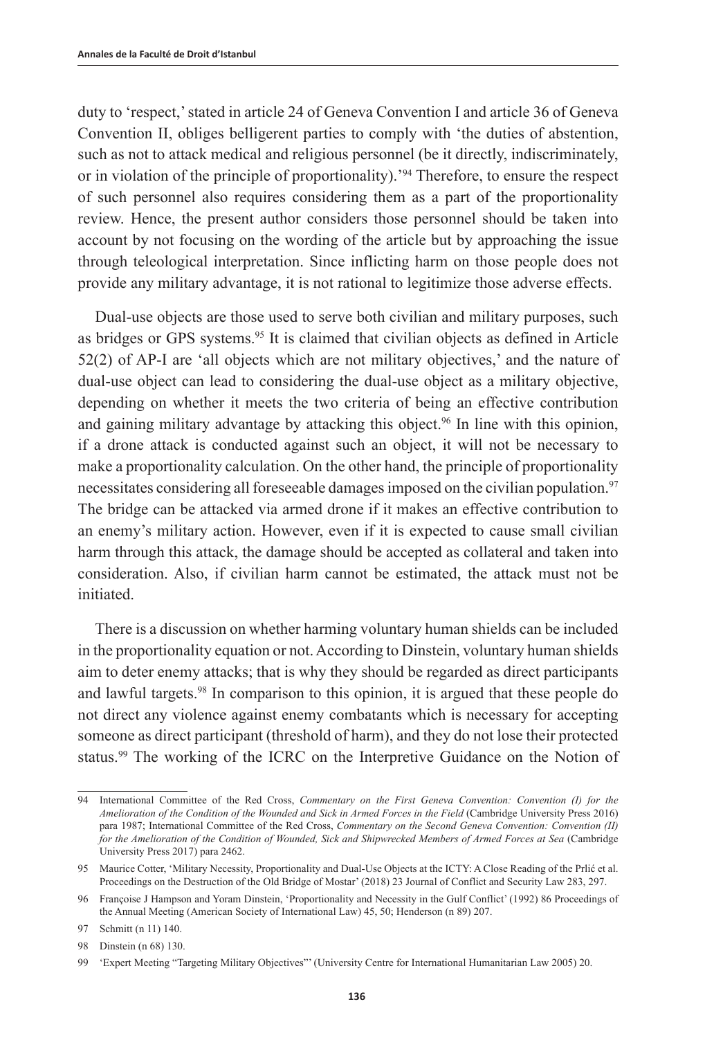duty to 'respect,' stated in article 24 of Geneva Convention I and article 36 of Geneva Convention II, obliges belligerent parties to comply with 'the duties of abstention, such as not to attack medical and religious personnel (be it directly, indiscriminately, or in violation of the principle of proportionality).'[94] Therefore, to ensure the respect of such personnel also requires considering them as a part of the proportionality review. Hence, the present author considers those personnel should be taken into account by not focusing on the wording of the article but by approaching the issue through teleological interpretation. Since inflicting harm on those people does not provide any military advantage, it is not rational to legitimize those adverse effects.

Dual-use objects are those used to serve both civilian and military purposes, such as bridges or GPS systems.[95] It is claimed that civilian objects as defined in Article 52(2) of AP-I are 'all objects which are not military objectives,' and the nature of dual-use object can lead to considering the dual-use object as a military objective, depending on whether it meets the two criteria of being an effective contribution and gaining military advantage by attacking this object.[96] In line with this opinion, if a drone attack is conducted against such an object, it will not be necessary to make a proportionality calculation. On the other hand, the principle of proportionality necessitates considering all foreseeable damages imposed on the civilian population.[97] The bridge can be attacked via armed drone if it makes an effective contribution to an enemy's military action. However, even if it is expected to cause small civilian harm through this attack, the damage should be accepted as collateral and taken into consideration. Also, if civilian harm cannot be estimated, the attack must not be initiated.

There is a discussion on whether harming voluntary human shields can be included in the proportionality equation or not. According to Dinstein, voluntary human shields aim to deter enemy attacks; that is why they should be regarded as direct participants and lawful targets.[98] In comparison to this opinion, it is argued that these people do not direct any violence against enemy combatants which is necessary for accepting someone as direct participant (threshold of harm), and they do not lose their protected status.[99] The working of the ICRC on the Interpretive Guidance on the Notion of

---

94 International Committee of the Red Cross, *Commentary on the First Geneva Convention: Convention (I) for the Amelioration of the Condition of the Wounded and Sick in Armed Forces in the Field* (Cambridge University Press 2016) para 1987; International Committee of the Red Cross, *Commentary on the Second Geneva Convention: Convention (II) for the Amelioration of the Condition of Wounded, Sick and Shipwrecked Members of Armed Forces at Sea* (Cambridge University Press 2017) para 2462.

95 Maurice Cotter, 'Military Necessity, Proportionality and Dual-Use Objects at the ICTY: A Close Reading of the Prlić et al. Proceedings on the Destruction of the Old Bridge of Mostar' (2018) 23 Journal of Conflict and Security Law 283, 297.

96 Françoise J Hampson and Yoram Dinstein, 'Proportionality and Necessity in the Gulf Conflict' (1992) 86 Proceedings of the Annual Meeting (American Society of International Law) 45, 50; Henderson (n 89) 207.

97 Schmitt (n 11) 140.

98 Dinstein (n 68) 130.

99 'Expert Meeting "Targeting Military Objectives"' (University Centre for International Humanitarian Law 2005) 20.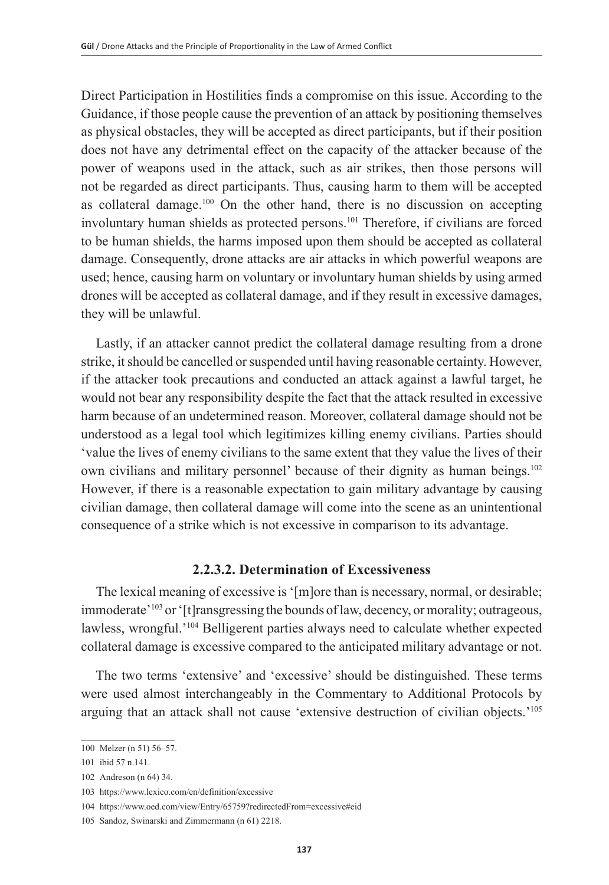Direct Participation in Hostilities finds a compromise on this issue. According to the Guidance, if those people cause the prevention of an attack by positioning themselves as physical obstacles, they will be accepted as direct participants, but if their position does not have any detrimental effect on the capacity of the attacker because of the power of weapons used in the attack, such as air strikes, then those persons will not be regarded as direct participants. Thus, causing harm to them will be accepted as collateral damage.[100] On the other hand, there is no discussion on accepting involuntary human shields as protected persons.[101] Therefore, if civilians are forced to be human shields, the harms imposed upon them should be accepted as collateral damage. Consequently, drone attacks are air attacks in which powerful weapons are used; hence, causing harm on voluntary or involuntary human shields by using armed drones will be accepted as collateral damage, and if they result in excessive damages, they will be unlawful.

Lastly, if an attacker cannot predict the collateral damage resulting from a drone strike, it should be cancelled or suspended until having reasonable certainty. However, if the attacker took precautions and conducted an attack against a lawful target, he would not bear any responsibility despite the fact that the attack resulted in excessive harm because of an undetermined reason. Moreover, collateral damage should not be understood as a legal tool which legitimizes killing enemy civilians. Parties should 'value the lives of enemy civilians to the same extent that they value the lives of their own civilians and military personnel' because of their dignity as human beings.[102] However, if there is a reasonable expectation to gain military advantage by causing civilian damage, then collateral damage will come into the scene as an unintentional consequence of a strike which is not excessive in comparison to its advantage.

#### 2.2.3.2. Determination of Excessiveness

The lexical meaning of excessive is '[m]ore than is necessary, normal, or desirable; immoderate'[103] or '[t]ransgressing the bounds of law, decency, or morality; outrageous, lawless, wrongful.'[104] Belligerent parties always need to calculate whether expected collateral damage is excessive compared to the anticipated military advantage or not.

The two terms 'extensive' and 'excessive' should be distinguished. These terms were used almost interchangeably in the Commentary to Additional Protocols by arguing that an attack shall not cause 'extensive destruction of civilian objects.'[105]

---

100 Melzer (n 51) 56–57.

101 ibid 57 n.141.

102 Andreson (n 64) 34.

103 https://www.lexico.com/en/definition/excessive

104 https://www.oed.com/view/Entry/65759?redirectedFrom=excessive#eid

105 Sandoz, Swinarski and Zimmermann (n 61) 2218.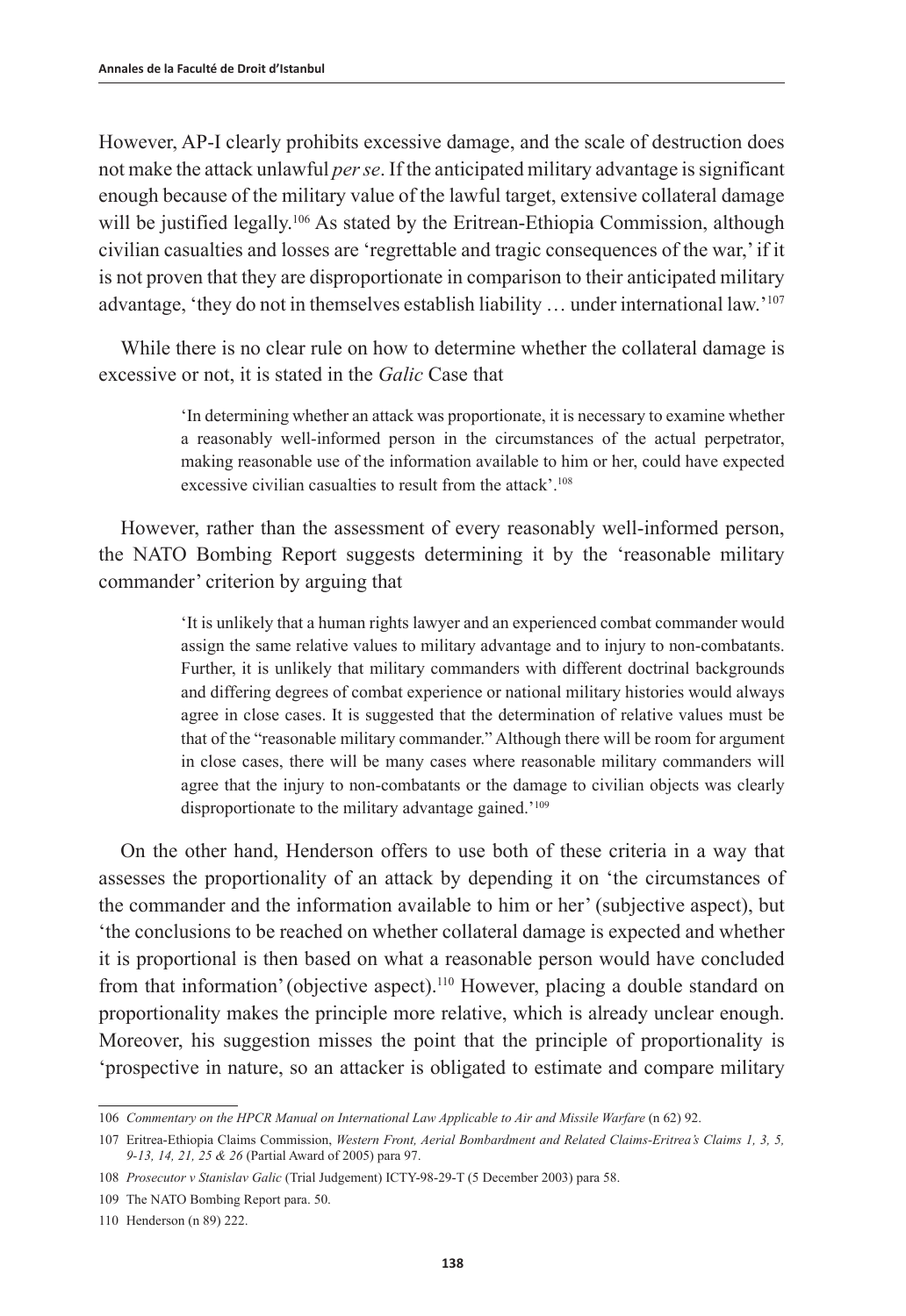However, AP-I clearly prohibits excessive damage, and the scale of destruction does not make the attack unlawful *per se*. If the anticipated military advantage is significant enough because of the military value of the lawful target, extensive collateral damage will be justified legally.[106] As stated by the Eritrean-Ethiopia Commission, although civilian casualties and losses are 'regrettable and tragic consequences of the war,' if it is not proven that they are disproportionate in comparison to their anticipated military advantage, 'they do not in themselves establish liability … under international law.'[107]

While there is no clear rule on how to determine whether the collateral damage is excessive or not, it is stated in the *Galic* Case that

> 'In determining whether an attack was proportionate, it is necessary to examine whether a reasonably well-informed person in the circumstances of the actual perpetrator, making reasonable use of the information available to him or her, could have expected excessive civilian casualties to result from the attack'.[108]

However, rather than the assessment of every reasonably well-informed person, the NATO Bombing Report suggests determining it by the 'reasonable military commander' criterion by arguing that

> 'It is unlikely that a human rights lawyer and an experienced combat commander would assign the same relative values to military advantage and to injury to non-combatants. Further, it is unlikely that military commanders with different doctrinal backgrounds and differing degrees of combat experience or national military histories would always agree in close cases. It is suggested that the determination of relative values must be that of the "reasonable military commander." Although there will be room for argument in close cases, there will be many cases where reasonable military commanders will agree that the injury to non-combatants or the damage to civilian objects was clearly disproportionate to the military advantage gained.'[109]

On the other hand, Henderson offers to use both of these criteria in a way that assesses the proportionality of an attack by depending it on 'the circumstances of the commander and the information available to him or her' (subjective aspect), but 'the conclusions to be reached on whether collateral damage is expected and whether it is proportional is then based on what a reasonable person would have concluded from that information' (objective aspect).[110] However, placing a double standard on proportionality makes the principle more relative, which is already unclear enough. Moreover, his suggestion misses the point that the principle of proportionality is 'prospective in nature, so an attacker is obligated to estimate and compare military

---

106 *Commentary on the HPCR Manual on International Law Applicable to Air and Missile Warfare* (n 62) 92.

107 Eritrea-Ethiopia Claims Commission, *Western Front, Aerial Bombardment and Related Claims-Eritrea's Claims 1, 3, 5, 9-13, 14, 21, 25 & 26* (Partial Award of 2005) para 97.

108 *Prosecutor v Stanislav Galic* (Trial Judgement) ICTY-98-29-T (5 December 2003) para 58.

109 The NATO Bombing Report para. 50.

110 Henderson (n 89) 222.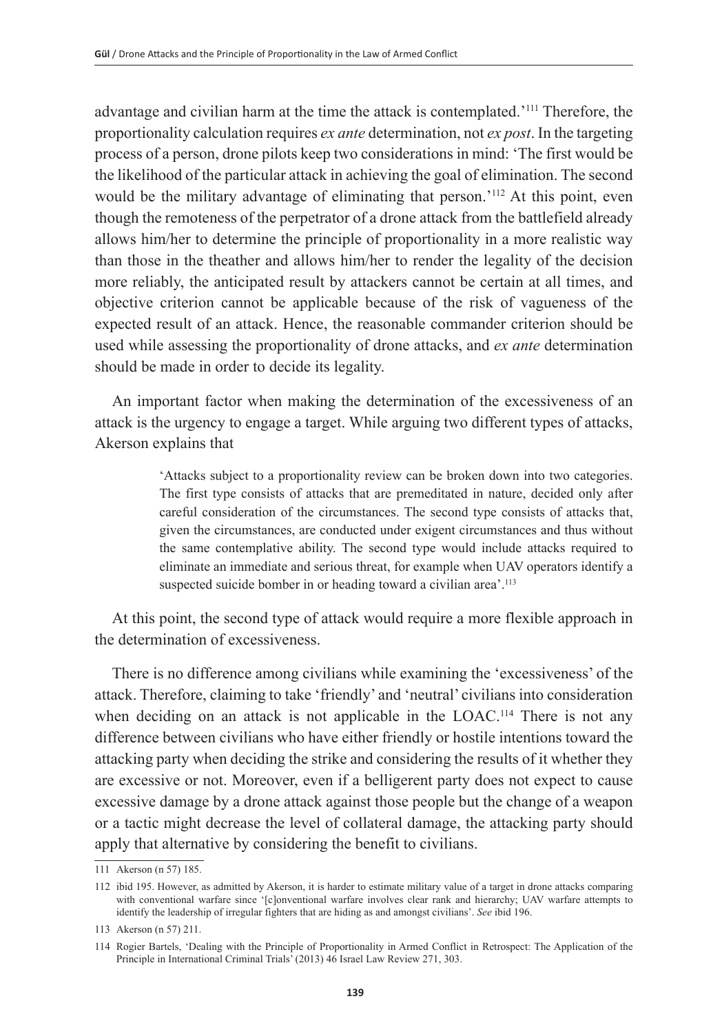advantage and civilian harm at the time the attack is contemplated.'[111] Therefore, the proportionality calculation requires *ex ante* determination, not *ex post*. In the targeting process of a person, drone pilots keep two considerations in mind: 'The first would be the likelihood of the particular attack in achieving the goal of elimination. The second would be the military advantage of eliminating that person.'[112] At this point, even though the remoteness of the perpetrator of a drone attack from the battlefield already allows him/her to determine the principle of proportionality in a more realistic way than those in the theather and allows him/her to render the legality of the decision more reliably, the anticipated result by attackers cannot be certain at all times, and objective criterion cannot be applicable because of the risk of vagueness of the expected result of an attack. Hence, the reasonable commander criterion should be used while assessing the proportionality of drone attacks, and *ex ante* determination should be made in order to decide its legality.

An important factor when making the determination of the excessiveness of an attack is the urgency to engage a target. While arguing two different types of attacks, Akerson explains that

> 'Attacks subject to a proportionality review can be broken down into two categories. The first type consists of attacks that are premeditated in nature, decided only after careful consideration of the circumstances. The second type consists of attacks that, given the circumstances, are conducted under exigent circumstances and thus without the same contemplative ability. The second type would include attacks required to eliminate an immediate and serious threat, for example when UAV operators identify a suspected suicide bomber in or heading toward a civilian area'.[113]

At this point, the second type of attack would require a more flexible approach in the determination of excessiveness.

There is no difference among civilians while examining the 'excessiveness' of the attack. Therefore, claiming to take 'friendly' and 'neutral' civilians into consideration when deciding on an attack is not applicable in the LOAC.[114] There is not any difference between civilians who have either friendly or hostile intentions toward the attacking party when deciding the strike and considering the results of it whether they are excessive or not. Moreover, even if a belligerent party does not expect to cause excessive damage by a drone attack against those people but the change of a weapon or a tactic might decrease the level of collateral damage, the attacking party should apply that alternative by considering the benefit to civilians.

---

111 Akerson (n 57) 185.

112 ibid 195. However, as admitted by Akerson, it is harder to estimate military value of a target in drone attacks comparing with conventional warfare since '[c]onventional warfare involves clear rank and hierarchy; UAV warfare attempts to identify the leadership of irregular fighters that are hiding as and amongst civilians'. *See* ibid 196.

113 Akerson (n 57) 211.

114 Rogier Bartels, 'Dealing with the Principle of Proportionality in Armed Conflict in Retrospect: The Application of the Principle in International Criminal Trials' (2013) 46 Israel Law Review 271, 303.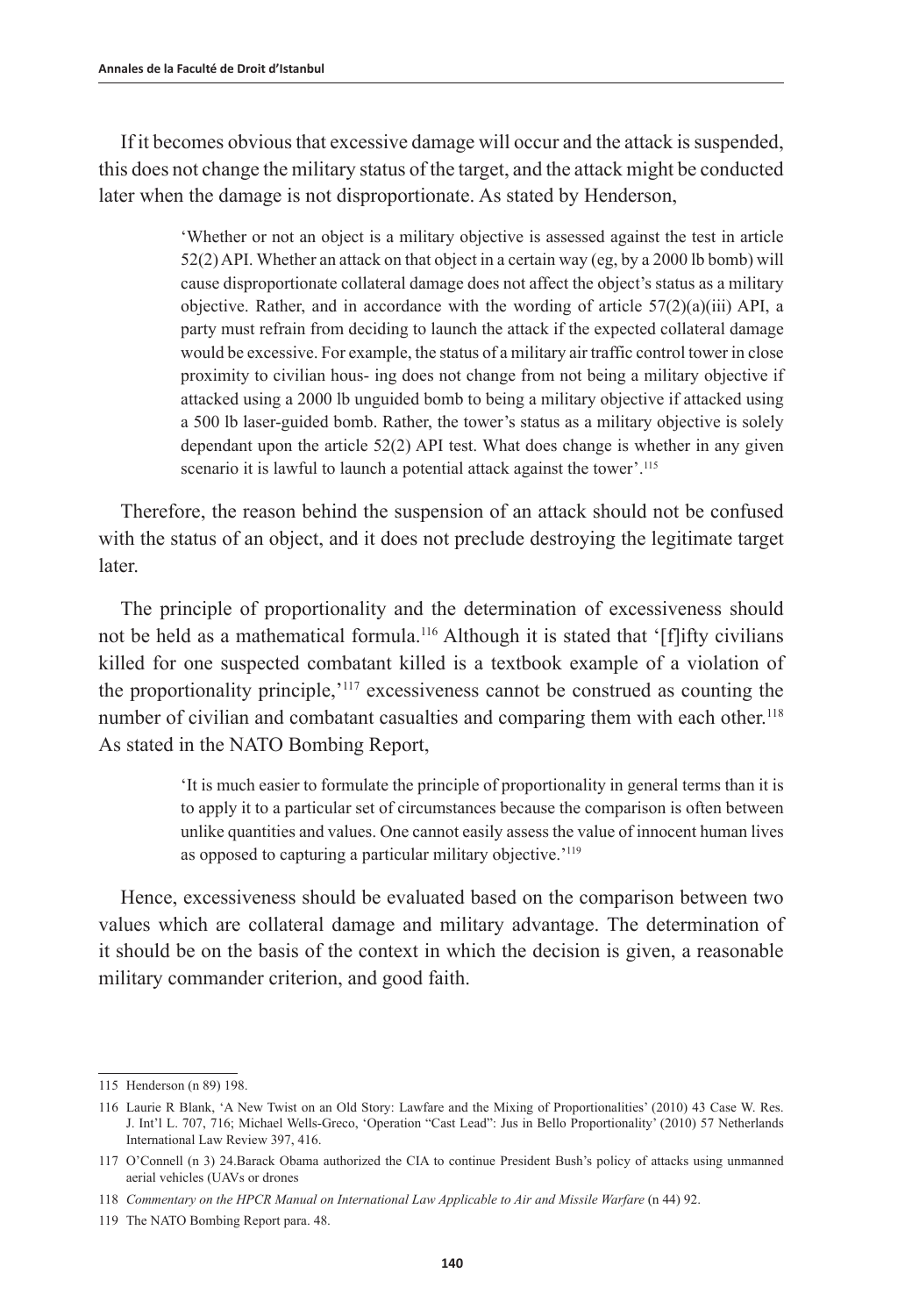If it becomes obvious that excessive damage will occur and the attack is suspended, this does not change the military status of the target, and the attack might be conducted later when the damage is not disproportionate. As stated by Henderson,

> 'Whether or not an object is a military objective is assessed against the test in article 52(2) API. Whether an attack on that object in a certain way (eg, by a 2000 lb bomb) will cause disproportionate collateral damage does not affect the object's status as a military objective. Rather, and in accordance with the wording of article 57(2)(a)(iii) API, a party must refrain from deciding to launch the attack if the expected collateral damage would be excessive. For example, the status of a military air traffic control tower in close proximity to civilian hous- ing does not change from not being a military objective if attacked using a 2000 lb unguided bomb to being a military objective if attacked using a 500 lb laser-guided bomb. Rather, the tower's status as a military objective is solely dependant upon the article 52(2) API test. What does change is whether in any given scenario it is lawful to launch a potential attack against the tower'.[115]

Therefore, the reason behind the suspension of an attack should not be confused with the status of an object, and it does not preclude destroying the legitimate target later.

The principle of proportionality and the determination of excessiveness should not be held as a mathematical formula.[116] Although it is stated that '[f]ifty civilians killed for one suspected combatant killed is a textbook example of a violation of the proportionality principle,'[117] excessiveness cannot be construed as counting the number of civilian and combatant casualties and comparing them with each other.[118] As stated in the NATO Bombing Report,

> 'It is much easier to formulate the principle of proportionality in general terms than it is to apply it to a particular set of circumstances because the comparison is often between unlike quantities and values. One cannot easily assess the value of innocent human lives as opposed to capturing a particular military objective.'[119]

Hence, excessiveness should be evaluated based on the comparison between two values which are collateral damage and military advantage. The determination of it should be on the basis of the context in which the decision is given, a reasonable military commander criterion, and good faith.

---

115 Henderson (n 89) 198.

116 Laurie R Blank, 'A New Twist on an Old Story: Lawfare and the Mixing of Proportionalities' (2010) 43 Case W. Res. J. Int'l L. 707, 716; Michael Wells-Greco, 'Operation "Cast Lead": Jus in Bello Proportionality' (2010) 57 Netherlands International Law Review 397, 416.

117 O'Connell (n 3) 24.Barack Obama authorized the CIA to continue President Bush's policy of attacks using unmanned aerial vehicles (UAVs or drones

118 *Commentary on the HPCR Manual on International Law Applicable to Air and Missile Warfare* (n 44) 92.

119 The NATO Bombing Report para. 48.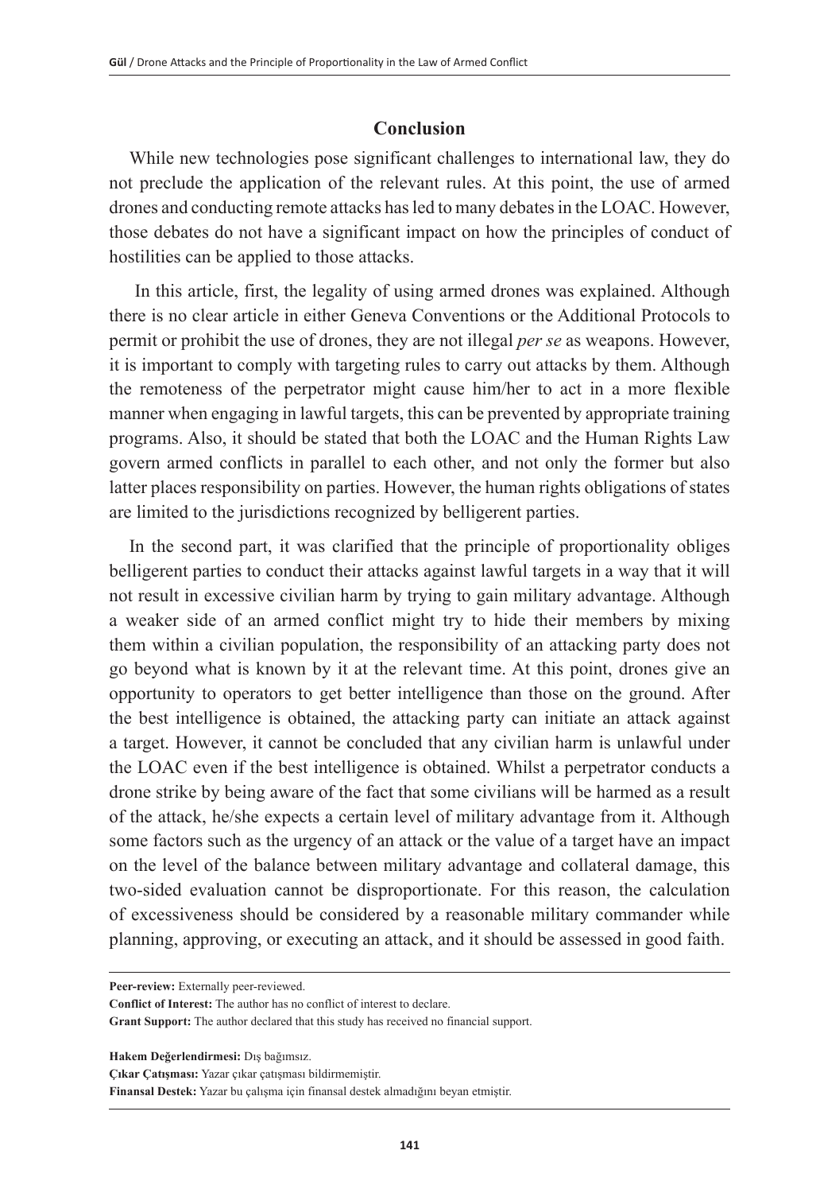## Conclusion

While new technologies pose significant challenges to international law, they do not preclude the application of the relevant rules. At this point, the use of armed drones and conducting remote attacks has led to many debates in the LOAC. However, those debates do not have a significant impact on how the principles of conduct of hostilities can be applied to those attacks.

In this article, first, the legality of using armed drones was explained. Although there is no clear article in either Geneva Conventions or the Additional Protocols to permit or prohibit the use of drones, they are not illegal *per se* as weapons. However, it is important to comply with targeting rules to carry out attacks by them. Although the remoteness of the perpetrator might cause him/her to act in a more flexible manner when engaging in lawful targets, this can be prevented by appropriate training programs. Also, it should be stated that both the LOAC and the Human Rights Law govern armed conflicts in parallel to each other, and not only the former but also latter places responsibility on parties. However, the human rights obligations of states are limited to the jurisdictions recognized by belligerent parties.

In the second part, it was clarified that the principle of proportionality obliges belligerent parties to conduct their attacks against lawful targets in a way that it will not result in excessive civilian harm by trying to gain military advantage. Although a weaker side of an armed conflict might try to hide their members by mixing them within a civilian population, the responsibility of an attacking party does not go beyond what is known by it at the relevant time. At this point, drones give an opportunity to operators to get better intelligence than those on the ground. After the best intelligence is obtained, the attacking party can initiate an attack against a target. However, it cannot be concluded that any civilian harm is unlawful under the LOAC even if the best intelligence is obtained. Whilst a perpetrator conducts a drone strike by being aware of the fact that some civilians will be harmed as a result of the attack, he/she expects a certain level of military advantage from it. Although some factors such as the urgency of an attack or the value of a target have an impact on the level of the balance between military advantage and collateral damage, this two-sided evaluation cannot be disproportionate. For this reason, the calculation of excessiveness should be considered by a reasonable military commander while planning, approving, or executing an attack, and it should be assessed in good faith.

---

**Peer-review:** Externally peer-reviewed.

**Conflict of Interest:** The author has no conflict of interest to declare.

**Grant Support:** The author declared that this study has received no financial support.

**Hakem Değerlendirmesi:** Dış bağımsız.

**Çıkar Çatışması:** Yazar çıkar çatışması bildirmemiştir.

**Finansal Destek:** Yazar bu çalışma için finansal destek almadığını beyan etmiştir.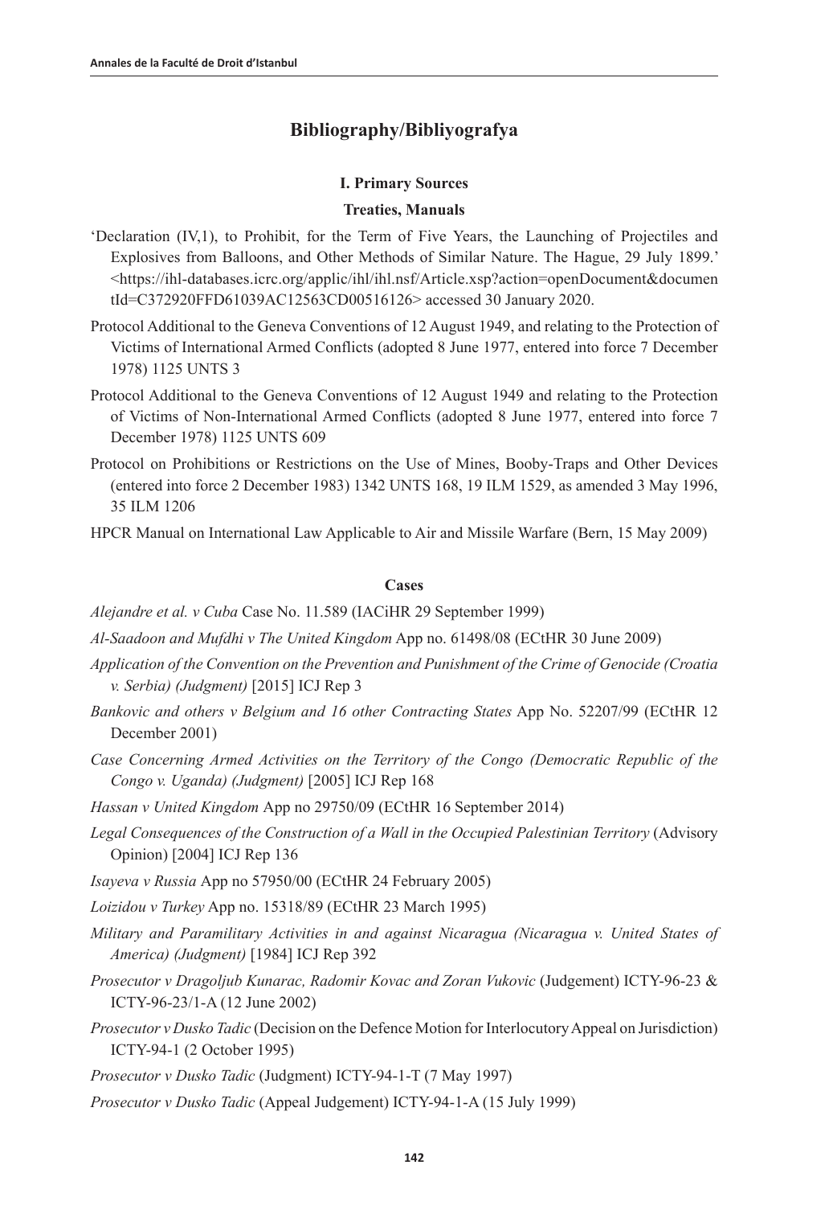## Bibliography/Bibliyografya

### I. Primary Sources

#### Treaties, Manuals

'Declaration (IV,1), to Prohibit, for the Term of Five Years, the Launching of Projectiles and Explosives from Balloons, and Other Methods of Similar Nature. The Hague, 29 July 1899.' <https://ihl-databases.icrc.org/applic/ihl/ihl.nsf/Article.xsp?action=openDocument&documentId=C372920FFD61039AC12563CD00516126> accessed 30 January 2020.

Protocol Additional to the Geneva Conventions of 12 August 1949, and relating to the Protection of Victims of International Armed Conflicts (adopted 8 June 1977, entered into force 7 December 1978) 1125 UNTS 3

Protocol Additional to the Geneva Conventions of 12 August 1949 and relating to the Protection of Victims of Non-International Armed Conflicts (adopted 8 June 1977, entered into force 7 December 1978) 1125 UNTS 609

Protocol on Prohibitions or Restrictions on the Use of Mines, Booby-Traps and Other Devices (entered into force 2 December 1983) 1342 UNTS 168, 19 ILM 1529, as amended 3 May 1996, 35 ILM 1206

HPCR Manual on International Law Applicable to Air and Missile Warfare (Bern, 15 May 2009)

#### Cases

*Alejandre et al. v Cuba* Case No. 11.589 (IACiHR 29 September 1999)

*Al-Saadoon and Mufdhi v The United Kingdom* App no. 61498/08 (ECtHR 30 June 2009)

*Application of the Convention on the Prevention and Punishment of the Crime of Genocide (Croatia v. Serbia) (Judgment)* [2015] ICJ Rep 3

*Bankovic and others v Belgium and 16 other Contracting States* App No. 52207/99 (ECtHR 12 December 2001)

*Case Concerning Armed Activities on the Territory of the Congo (Democratic Republic of the Congo v. Uganda) (Judgment)* [2005] ICJ Rep 168

*Hassan v United Kingdom* App no 29750/09 (ECtHR 16 September 2014)

*Legal Consequences of the Construction of a Wall in the Occupied Palestinian Territory* (Advisory Opinion) [2004] ICJ Rep 136

*Isayeva v Russia* App no 57950/00 (ECtHR 24 February 2005)

*Loizidou v Turkey* App no. 15318/89 (ECtHR 23 March 1995)

*Military and Paramilitary Activities in and against Nicaragua (Nicaragua v. United States of America) (Judgment)* [1984] ICJ Rep 392

*Prosecutor v Dragoljub Kunarac, Radomir Kovac and Zoran Vukovic* (Judgement) ICTY-96-23 & ICTY-96-23/1-A (12 June 2002)

*Prosecutor v Dusko Tadic* (Decision on the Defence Motion for Interlocutory Appeal on Jurisdiction) ICTY-94-1 (2 October 1995)

*Prosecutor v Dusko Tadic* (Judgment) ICTY-94-1-T (7 May 1997)

*Prosecutor v Dusko Tadic* (Appeal Judgement) ICTY-94-1-A (15 July 1999)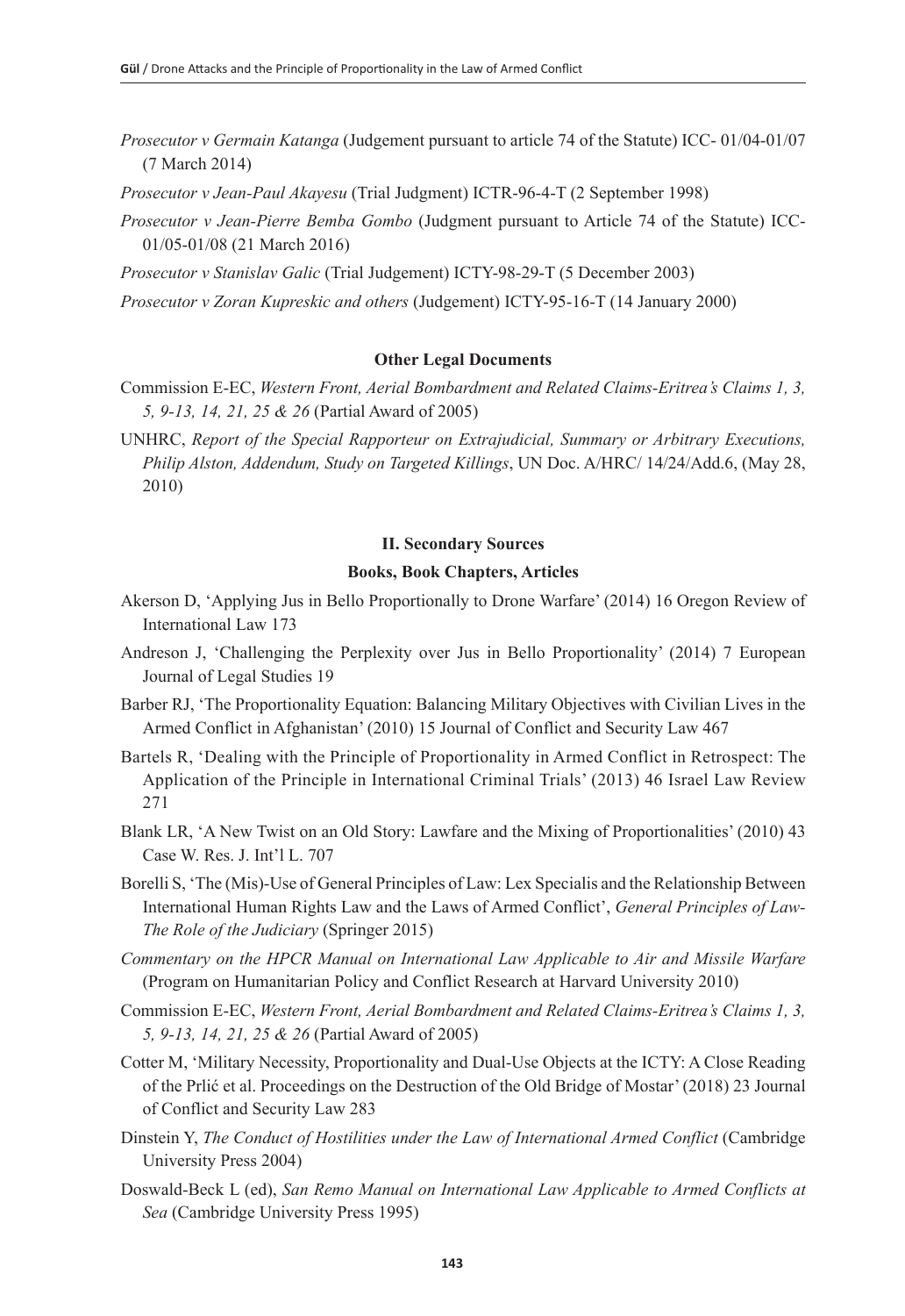*Prosecutor v Germain Katanga* (Judgement pursuant to article 74 of the Statute) ICC- 01/04-01/07 (7 March 2014)

*Prosecutor v Jean-Paul Akayesu* (Trial Judgment) ICTR-96-4-T (2 September 1998)

*Prosecutor v Jean-Pierre Bemba Gombo* (Judgment pursuant to Article 74 of the Statute) ICC-01/05-01/08 (21 March 2016)

*Prosecutor v Stanislav Galic* (Trial Judgement) ICTY-98-29-T (5 December 2003)

*Prosecutor v Zoran Kupreskic and others* (Judgement) ICTY-95-16-T (14 January 2000)

#### Other Legal Documents

Commission E-EC, *Western Front, Aerial Bombardment and Related Claims-Eritrea's Claims 1, 3, 5, 9-13, 14, 21, 25 & 26* (Partial Award of 2005)

UNHRC, *Report of the Special Rapporteur on Extrajudicial, Summary or Arbitrary Executions, Philip Alston, Addendum, Study on Targeted Killings*, UN Doc. A/HRC/ 14/24/Add.6, (May 28, 2010)

### II. Secondary Sources

#### Books, Book Chapters, Articles

Akerson D, 'Applying Jus in Bello Proportionally to Drone Warfare' (2014) 16 Oregon Review of International Law 173

Andreson J, 'Challenging the Perplexity over Jus in Bello Proportionality' (2014) 7 European Journal of Legal Studies 19

Barber RJ, 'The Proportionality Equation: Balancing Military Objectives with Civilian Lives in the Armed Conflict in Afghanistan' (2010) 15 Journal of Conflict and Security Law 467

Bartels R, 'Dealing with the Principle of Proportionality in Armed Conflict in Retrospect: The Application of the Principle in International Criminal Trials' (2013) 46 Israel Law Review 271

Blank LR, 'A New Twist on an Old Story: Lawfare and the Mixing of Proportionalities' (2010) 43 Case W. Res. J. Int'l L. 707

Borelli S, 'The (Mis)-Use of General Principles of Law: Lex Specialis and the Relationship Between International Human Rights Law and the Laws of Armed Conflict', *General Principles of Law-The Role of the Judiciary* (Springer 2015)

*Commentary on the HPCR Manual on International Law Applicable to Air and Missile Warfare* (Program on Humanitarian Policy and Conflict Research at Harvard University 2010)

Commission E-EC, *Western Front, Aerial Bombardment and Related Claims-Eritrea's Claims 1, 3, 5, 9-13, 14, 21, 25 & 26* (Partial Award of 2005)

Cotter M, 'Military Necessity, Proportionality and Dual-Use Objects at the ICTY: A Close Reading of the Prlić et al. Proceedings on the Destruction of the Old Bridge of Mostar' (2018) 23 Journal of Conflict and Security Law 283

Dinstein Y, *The Conduct of Hostilities under the Law of International Armed Conflict* (Cambridge University Press 2004)

Doswald-Beck L (ed), *San Remo Manual on International Law Applicable to Armed Conflicts at Sea* (Cambridge University Press 1995)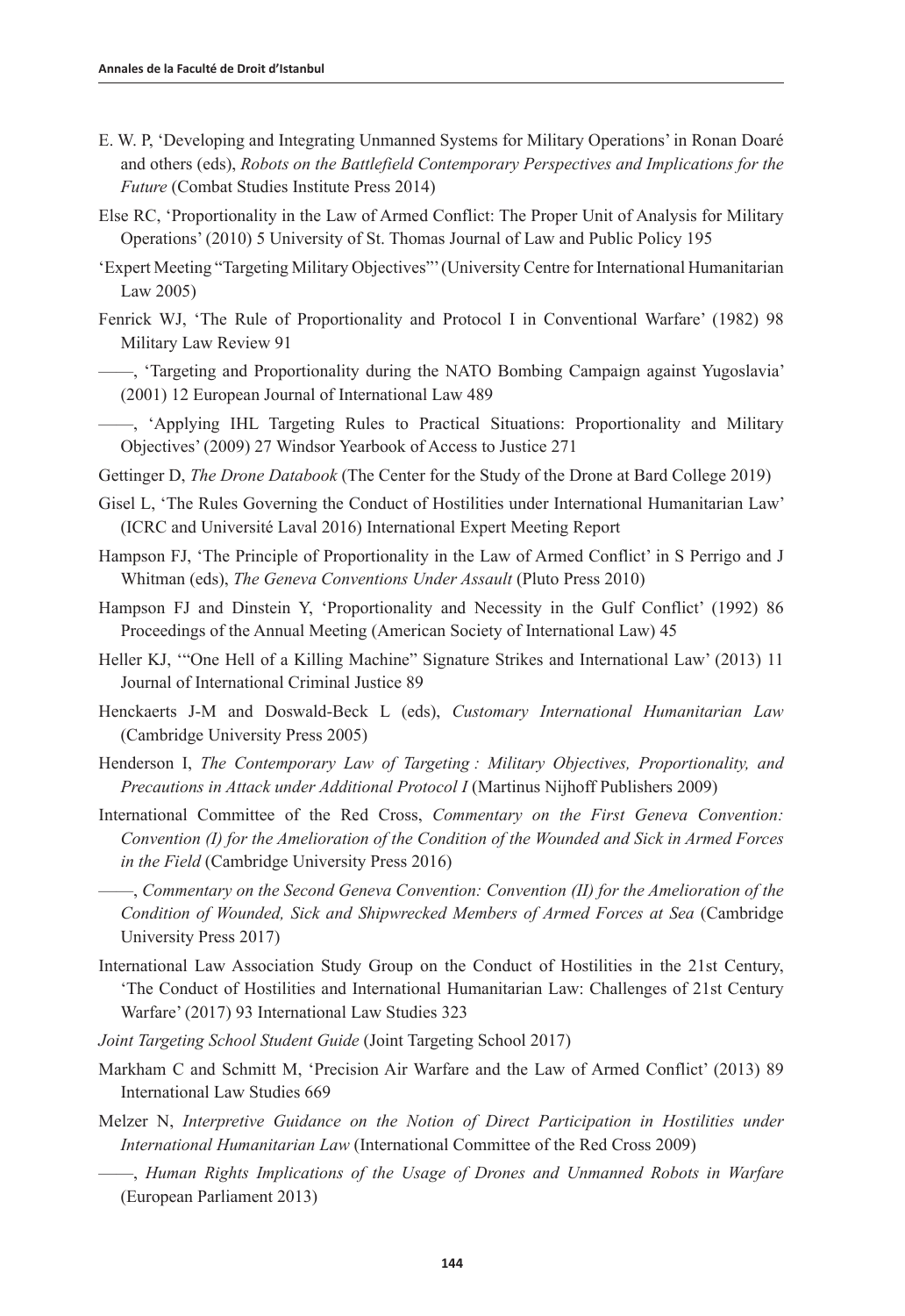E. W. P, 'Developing and Integrating Unmanned Systems for Military Operations' in Ronan Doaré and others (eds), *Robots on the Battlefield Contemporary Perspectives and Implications for the Future* (Combat Studies Institute Press 2014)

Else RC, 'Proportionality in the Law of Armed Conflict: The Proper Unit of Analysis for Military Operations' (2010) 5 University of St. Thomas Journal of Law and Public Policy 195

'Expert Meeting "Targeting Military Objectives"' (University Centre for International Humanitarian Law 2005)

Fenrick WJ, 'The Rule of Proportionality and Protocol I in Conventional Warfare' (1982) 98 Military Law Review 91

——, 'Targeting and Proportionality during the NATO Bombing Campaign against Yugoslavia' (2001) 12 European Journal of International Law 489

——, 'Applying IHL Targeting Rules to Practical Situations: Proportionality and Military Objectives' (2009) 27 Windsor Yearbook of Access to Justice 271

Gettinger D, *The Drone Databook* (The Center for the Study of the Drone at Bard College 2019)

Gisel L, 'The Rules Governing the Conduct of Hostilities under International Humanitarian Law' (ICRC and Université Laval 2016) International Expert Meeting Report

Hampson FJ, 'The Principle of Proportionality in the Law of Armed Conflict' in S Perrigo and J Whitman (eds), *The Geneva Conventions Under Assault* (Pluto Press 2010)

Hampson FJ and Dinstein Y, 'Proportionality and Necessity in the Gulf Conflict' (1992) 86 Proceedings of the Annual Meeting (American Society of International Law) 45

Heller KJ, '"One Hell of a Killing Machine" Signature Strikes and International Law' (2013) 11 Journal of International Criminal Justice 89

Henckaerts J-M and Doswald-Beck L (eds), *Customary International Humanitarian Law* (Cambridge University Press 2005)

Henderson I, *The Contemporary Law of Targeting : Military Objectives, Proportionality, and Precautions in Attack under Additional Protocol I* (Martinus Nijhoff Publishers 2009)

International Committee of the Red Cross, *Commentary on the First Geneva Convention: Convention (I) for the Amelioration of the Condition of the Wounded and Sick in Armed Forces in the Field* (Cambridge University Press 2016)

——, *Commentary on the Second Geneva Convention: Convention (II) for the Amelioration of the Condition of Wounded, Sick and Shipwrecked Members of Armed Forces at Sea* (Cambridge University Press 2017)

International Law Association Study Group on the Conduct of Hostilities in the 21st Century, 'The Conduct of Hostilities and International Humanitarian Law: Challenges of 21st Century Warfare' (2017) 93 International Law Studies 323

*Joint Targeting School Student Guide* (Joint Targeting School 2017)

Markham C and Schmitt M, 'Precision Air Warfare and the Law of Armed Conflict' (2013) 89 International Law Studies 669

Melzer N, *Interpretive Guidance on the Notion of Direct Participation in Hostilities under International Humanitarian Law* (International Committee of the Red Cross 2009)

——, *Human Rights Implications of the Usage of Drones and Unmanned Robots in Warfare* (European Parliament 2013)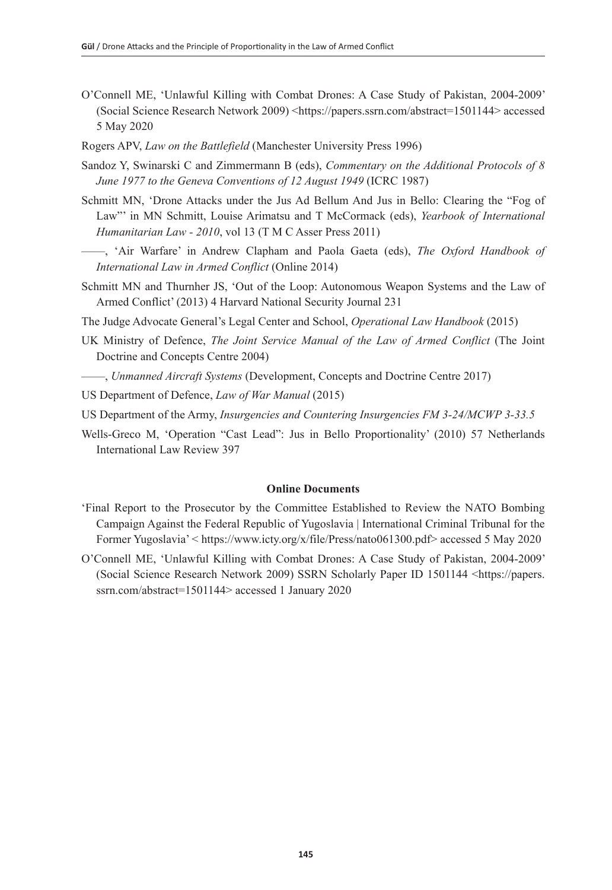O'Connell ME, 'Unlawful Killing with Combat Drones: A Case Study of Pakistan, 2004-2009' (Social Science Research Network 2009) <https://papers.ssrn.com/abstract=1501144> accessed 5 May 2020

Rogers APV, *Law on the Battlefield* (Manchester University Press 1996)

Sandoz Y, Swinarski C and Zimmermann B (eds), *Commentary on the Additional Protocols of 8 June 1977 to the Geneva Conventions of 12 August 1949* (ICRC 1987)

Schmitt MN, 'Drone Attacks under the Jus Ad Bellum And Jus in Bello: Clearing the "Fog of Law"' in MN Schmitt, Louise Arimatsu and T McCormack (eds), *Yearbook of International Humanitarian Law - 2010*, vol 13 (T M C Asser Press 2011)

——, 'Air Warfare' in Andrew Clapham and Paola Gaeta (eds), *The Oxford Handbook of International Law in Armed Conflict* (Online 2014)

Schmitt MN and Thurnher JS, 'Out of the Loop: Autonomous Weapon Systems and the Law of Armed Conflict' (2013) 4 Harvard National Security Journal 231

The Judge Advocate General's Legal Center and School, *Operational Law Handbook* (2015)

UK Ministry of Defence, *The Joint Service Manual of the Law of Armed Conflict* (The Joint Doctrine and Concepts Centre 2004)

——, *Unmanned Aircraft Systems* (Development, Concepts and Doctrine Centre 2017)

US Department of Defence, *Law of War Manual* (2015)

US Department of the Army, *Insurgencies and Countering Insurgencies FM 3-24/MCWP 3-33.5*

Wells-Greco M, 'Operation "Cast Lead": Jus in Bello Proportionality' (2010) 57 Netherlands International Law Review 397

**Online Documents**

'Final Report to the Prosecutor by the Committee Established to Review the NATO Bombing Campaign Against the Federal Republic of Yugoslavia | International Criminal Tribunal for the Former Yugoslavia' < https://www.icty.org/x/file/Press/nato061300.pdf> accessed 5 May 2020

O'Connell ME, 'Unlawful Killing with Combat Drones: A Case Study of Pakistan, 2004-2009' (Social Science Research Network 2009) SSRN Scholarly Paper ID 1501144 <https://papers.ssrn.com/abstract=1501144> accessed 1 January 2020